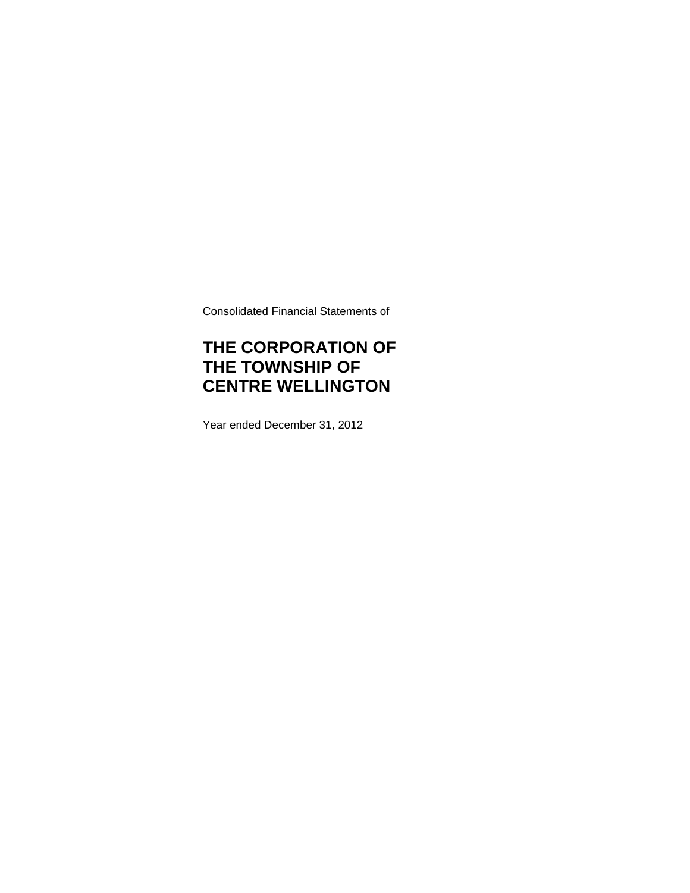Consolidated Financial Statements of

# THE CORPORATION OF THE TOWNSHIP OF CENTRE WELLINGTON

Year ended December 31, 2012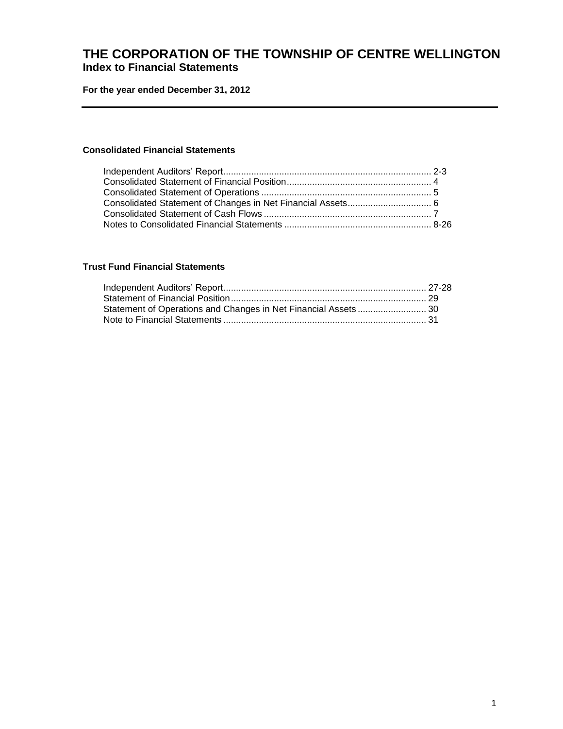# THE CORPORATION OF THE TOWNSHIP OF CENTRE WELLINGTON
## Index to Financial Statements

**For the year ended December 31, 2012**

---

### Consolidated Financial Statements

| | |
|---|---|
| Independent Auditors' Report | 2-3 |
| Consolidated Statement of Financial Position | 4 |
| Consolidated Statement of Operations | 5 |
| Consolidated Statement of Changes in Net Financial Assets | 6 |
| Consolidated Statement of Cash Flows | 7 |
| Notes to Consolidated Financial Statements | 8-26 |

### Trust Fund Financial Statements

| | |
|---|---|
| Independent Auditors' Report | 27-28 |
| Statement of Financial Position | 29 |
| Statement of Operations and Changes in Net Financial Assets | 30 |
| Note to Financial Statements | 31 |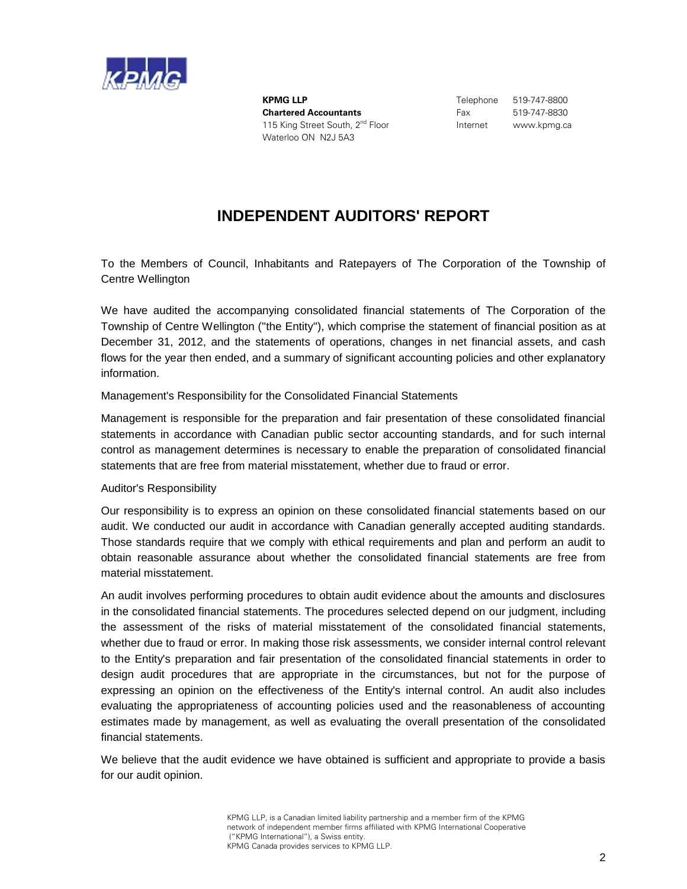**KPMG LLP**
**Chartered Accountants**
115 King Street South, 2nd Floor
Waterloo ON N2J 5A3

Telephone 519-747-8800
Fax 519-747-8830
Internet www.kpmg.ca

# INDEPENDENT AUDITORS' REPORT

To the Members of Council, Inhabitants and Ratepayers of The Corporation of the Township of Centre Wellington

We have audited the accompanying consolidated financial statements of The Corporation of the Township of Centre Wellington ("the Entity"), which comprise the statement of financial position as at December 31, 2012, and the statements of operations, changes in net financial assets, and cash flows for the year then ended, and a summary of significant accounting policies and other explanatory information.

Management's Responsibility for the Consolidated Financial Statements

Management is responsible for the preparation and fair presentation of these consolidated financial statements in accordance with Canadian public sector accounting standards, and for such internal control as management determines is necessary to enable the preparation of consolidated financial statements that are free from material misstatement, whether due to fraud or error.

Auditor's Responsibility

Our responsibility is to express an opinion on these consolidated financial statements based on our audit. We conducted our audit in accordance with Canadian generally accepted auditing standards. Those standards require that we comply with ethical requirements and plan and perform an audit to obtain reasonable assurance about whether the consolidated financial statements are free from material misstatement.

An audit involves performing procedures to obtain audit evidence about the amounts and disclosures in the consolidated financial statements. The procedures selected depend on our judgment, including the assessment of the risks of material misstatement of the consolidated financial statements, whether due to fraud or error. In making those risk assessments, we consider internal control relevant to the Entity's preparation and fair presentation of the consolidated financial statements in order to design audit procedures that are appropriate in the circumstances, but not for the purpose of expressing an opinion on the effectiveness of the Entity's internal control. An audit also includes evaluating the appropriateness of accounting policies used and the reasonableness of accounting estimates made by management, as well as evaluating the overall presentation of the consolidated financial statements.

We believe that the audit evidence we have obtained is sufficient and appropriate to provide a basis for our audit opinion.

KPMG LLP, is a Canadian limited liability partnership and a member firm of the KPMG network of independent member firms affiliated with KPMG International Cooperative ("KPMG International"), a Swiss entity.
KPMG Canada provides services to KPMG LLP.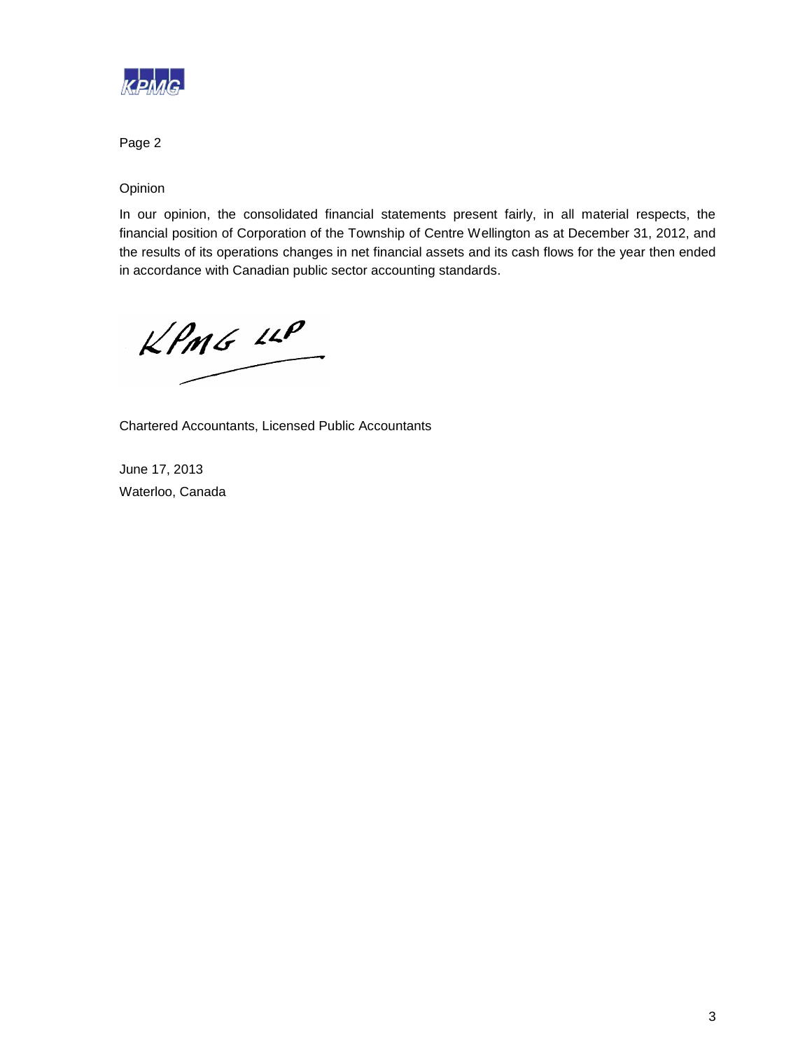Page 2

Opinion

In our opinion, the consolidated financial statements present fairly, in all material respects, the financial position of Corporation of the Township of Centre Wellington as at December 31, 2012, and the results of its operations changes in net financial assets and its cash flows for the year then ended in accordance with Canadian public sector accounting standards.

KPMG LLP

Chartered Accountants, Licensed Public Accountants

June 17, 2013

Waterloo, Canada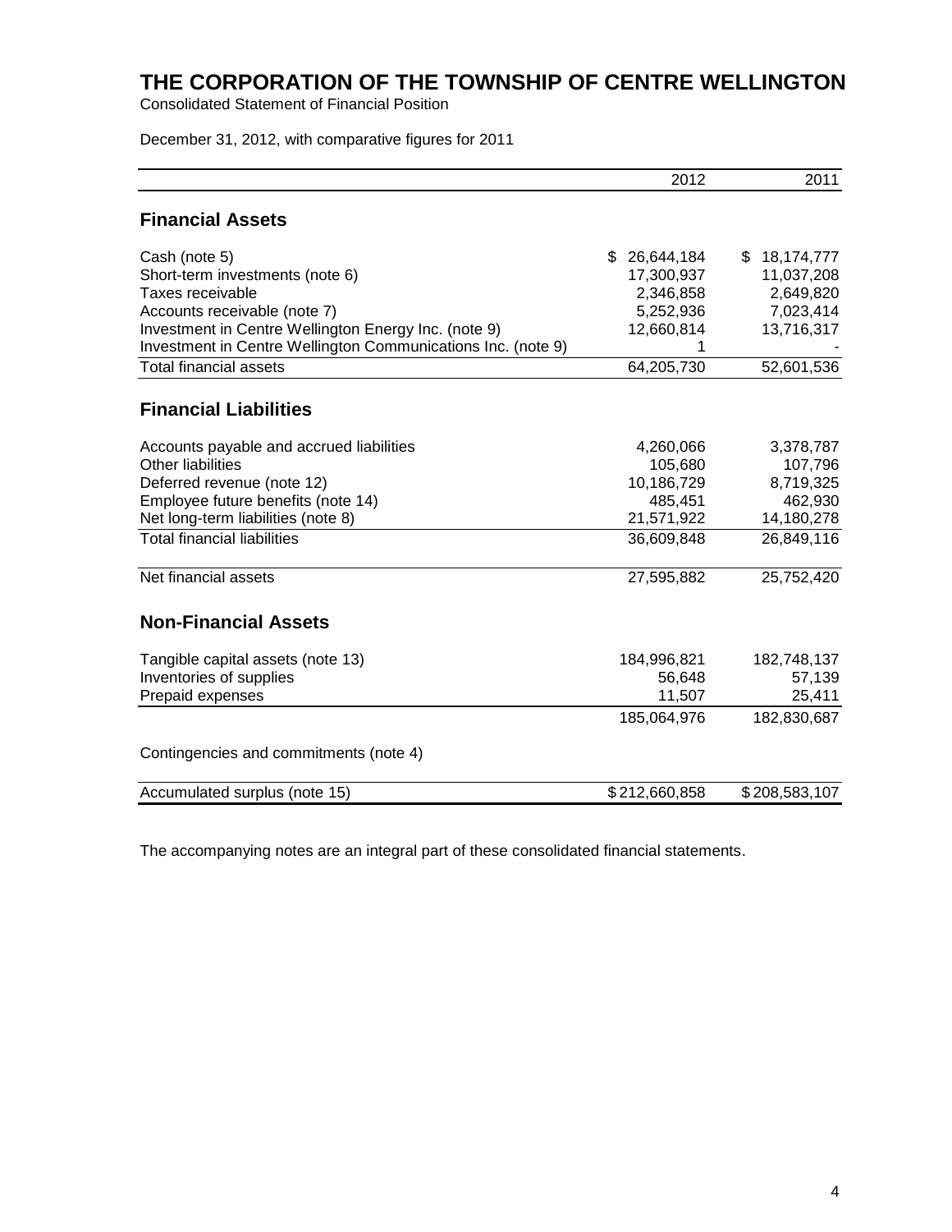# THE CORPORATION OF THE TOWNSHIP OF CENTRE WELLINGTON

Consolidated Statement of Financial Position

December 31, 2012, with comparative figures for 2011

| | 2012 | 2011 |
|---|---|---|
| **Financial Assets** | | |
| Cash (note 5) | $ 26,644,184 | $ 18,174,777 |
| Short-term investments (note 6) | 17,300,937 | 11,037,208 |
| Taxes receivable | 2,346,858 | 2,649,820 |
| Accounts receivable (note 7) | 5,252,936 | 7,023,414 |
| Investment in Centre Wellington Energy Inc. (note 9) | 12,660,814 | 13,716,317 |
| Investment in Centre Wellington Communications Inc. (note 9) | 1 | - |
| Total financial assets | 64,205,730 | 52,601,536 |
| **Financial Liabilities** | | |
| Accounts payable and accrued liabilities | 4,260,066 | 3,378,787 |
| Other liabilities | 105,680 | 107,796 |
| Deferred revenue (note 12) | 10,186,729 | 8,719,325 |
| Employee future benefits (note 14) | 485,451 | 462,930 |
| Net long-term liabilities (note 8) | 21,571,922 | 14,180,278 |
| Total financial liabilities | 36,609,848 | 26,849,116 |
| Net financial assets | 27,595,882 | 25,752,420 |
| **Non-Financial Assets** | | |
| Tangible capital assets (note 13) | 184,996,821 | 182,748,137 |
| Inventories of supplies | 56,648 | 57,139 |
| Prepaid expenses | 11,507 | 25,411 |
| | 185,064,976 | 182,830,687 |
| Contingencies and commitments (note 4) | | |
| Accumulated surplus (note 15) | $ 212,660,858 | $ 208,583,107 |

The accompanying notes are an integral part of these consolidated financial statements.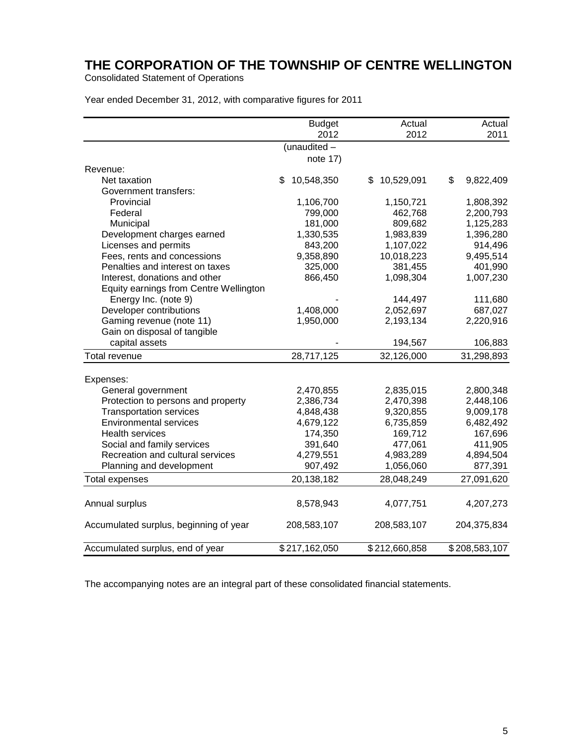# THE CORPORATION OF THE TOWNSHIP OF CENTRE WELLINGTON

Consolidated Statement of Operations

Year ended December 31, 2012, with comparative figures for 2011

| | Budget 2012 | Actual 2012 | Actual 2011 |
|---|---|---|---|
| | (unaudited – note 17) | | |
| Revenue: | | | |
| Net taxation | $ 10,548,350 | $ 10,529,091 | $ 9,822,409 |
| Government transfers: | | | |
| Provincial | 1,106,700 | 1,150,721 | 1,808,392 |
| Federal | 799,000 | 462,768 | 2,200,793 |
| Municipal | 181,000 | 809,682 | 1,125,283 |
| Development charges earned | 1,330,535 | 1,983,839 | 1,396,280 |
| Licenses and permits | 843,200 | 1,107,022 | 914,496 |
| Fees, rents and concessions | 9,358,890 | 10,018,223 | 9,495,514 |
| Penalties and interest on taxes | 325,000 | 381,455 | 401,990 |
| Interest, donations and other | 866,450 | 1,098,304 | 1,007,230 |
| Equity earnings from Centre Wellington Energy Inc. (note 9) | - | 144,497 | 111,680 |
| Developer contributions | 1,408,000 | 2,052,697 | 687,027 |
| Gaming revenue (note 11) | 1,950,000 | 2,193,134 | 2,220,916 |
| Gain on disposal of tangible capital assets | - | 194,567 | 106,883 |
| Total revenue | 28,717,125 | 32,126,000 | 31,298,893 |
| Expenses: | | | |
| General government | 2,470,855 | 2,835,015 | 2,800,348 |
| Protection to persons and property | 2,386,734 | 2,470,398 | 2,448,106 |
| Transportation services | 4,848,438 | 9,320,855 | 9,009,178 |
| Environmental services | 4,679,122 | 6,735,859 | 6,482,492 |
| Health services | 174,350 | 169,712 | 167,696 |
| Social and family services | 391,640 | 477,061 | 411,905 |
| Recreation and cultural services | 4,279,551 | 4,983,289 | 4,894,504 |
| Planning and development | 907,492 | 1,056,060 | 877,391 |
| Total expenses | 20,138,182 | 28,048,249 | 27,091,620 |
| Annual surplus | 8,578,943 | 4,077,751 | 4,207,273 |
| Accumulated surplus, beginning of year | 208,583,107 | 208,583,107 | 204,375,834 |
| Accumulated surplus, end of year | $ 217,162,050 | $ 212,660,858 | $ 208,583,107 |

The accompanying notes are an integral part of these consolidated financial statements.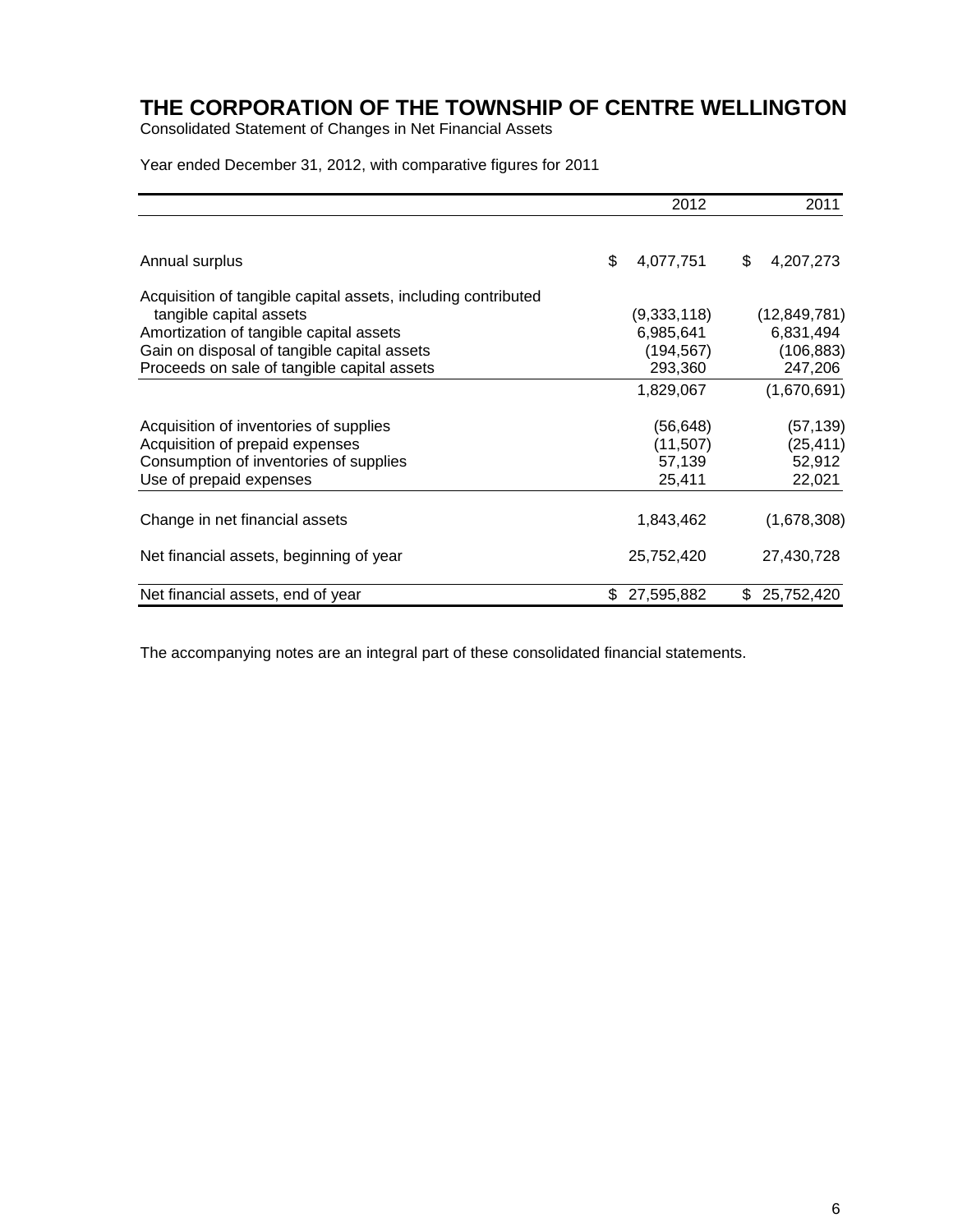# THE CORPORATION OF THE TOWNSHIP OF CENTRE WELLINGTON

Consolidated Statement of Changes in Net Financial Assets

Year ended December 31, 2012, with comparative figures for 2011

| | 2012 | 2011 |
|---|---|---|
| Annual surplus | $ 4,077,751 | $ 4,207,273 |
| Acquisition of tangible capital assets, including contributed tangible capital assets | (9,333,118) | (12,849,781) |
| Amortization of tangible capital assets | 6,985,641 | 6,831,494 |
| Gain on disposal of tangible capital assets | (194,567) | (106,883) |
| Proceeds on sale of tangible capital assets | 293,360 | 247,206 |
| | 1,829,067 | (1,670,691) |
| Acquisition of inventories of supplies | (56,648) | (57,139) |
| Acquisition of prepaid expenses | (11,507) | (25,411) |
| Consumption of inventories of supplies | 57,139 | 52,912 |
| Use of prepaid expenses | 25,411 | 22,021 |
| Change in net financial assets | 1,843,462 | (1,678,308) |
| Net financial assets, beginning of year | 25,752,420 | 27,430,728 |
| Net financial assets, end of year | $ 27,595,882 | $ 25,752,420 |

The accompanying notes are an integral part of these consolidated financial statements.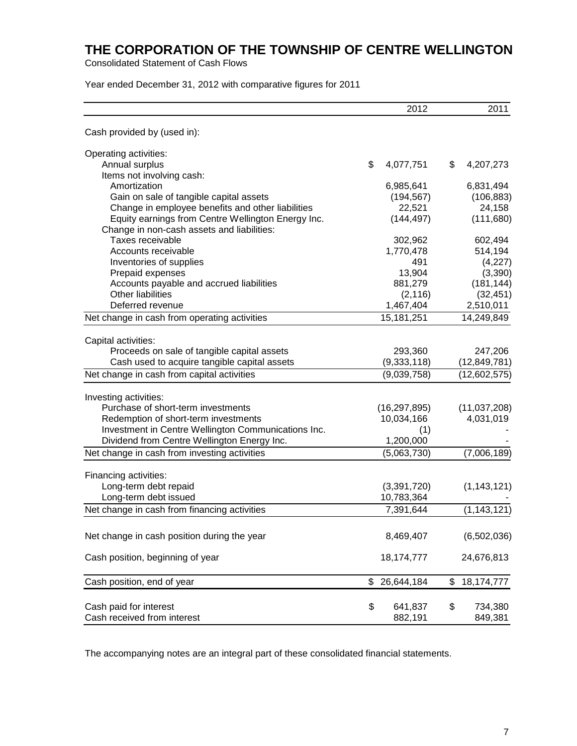# THE CORPORATION OF THE TOWNSHIP OF CENTRE WELLINGTON

Consolidated Statement of Cash Flows

Year ended December 31, 2012 with comparative figures for 2011

| | 2012 | 2011 |
|---|---|---|
| Cash provided by (used in): | | |
| Operating activities: | | |
| Annual surplus | $ 4,077,751 | $ 4,207,273 |
| Items not involving cash: | | |
| Amortization | 6,985,641 | 6,831,494 |
| Gain on sale of tangible capital assets | (194,567) | (106,883) |
| Change in employee benefits and other liabilities | 22,521 | 24,158 |
| Equity earnings from Centre Wellington Energy Inc. | (144,497) | (111,680) |
| Change in non-cash assets and liabilities: | | |
| Taxes receivable | 302,962 | 602,494 |
| Accounts receivable | 1,770,478 | 514,194 |
| Inventories of supplies | 491 | (4,227) |
| Prepaid expenses | 13,904 | (3,390) |
| Accounts payable and accrued liabilities | 881,279 | (181,144) |
| Other liabilities | (2,116) | (32,451) |
| Deferred revenue | 1,467,404 | 2,510,011 |
| Net change in cash from operating activities | 15,181,251 | 14,249,849 |
| Capital activities: | | |
| Proceeds on sale of tangible capital assets | 293,360 | 247,206 |
| Cash used to acquire tangible capital assets | (9,333,118) | (12,849,781) |
| Net change in cash from capital activities | (9,039,758) | (12,602,575) |
| Investing activities: | | |
| Purchase of short-term investments | (16,297,895) | (11,037,208) |
| Redemption of short-term investments | 10,034,166 | 4,031,019 |
| Investment in Centre Wellington Communications Inc. | (1) | - |
| Dividend from Centre Wellington Energy Inc. | 1,200,000 | - |
| Net change in cash from investing activities | (5,063,730) | (7,006,189) |
| Financing activities: | | |
| Long-term debt repaid | (3,391,720) | (1,143,121) |
| Long-term debt issued | 10,783,364 | - |
| Net change in cash from financing activities | 7,391,644 | (1,143,121) |
| Net change in cash position during the year | 8,469,407 | (6,502,036) |
| Cash position, beginning of year | 18,174,777 | 24,676,813 |
| Cash position, end of year | $ 26,644,184 | $ 18,174,777 |
| Cash paid for interest | $ 641,837 | $ 734,380 |
| Cash received from interest | 882,191 | 849,381 |

The accompanying notes are an integral part of these consolidated financial statements.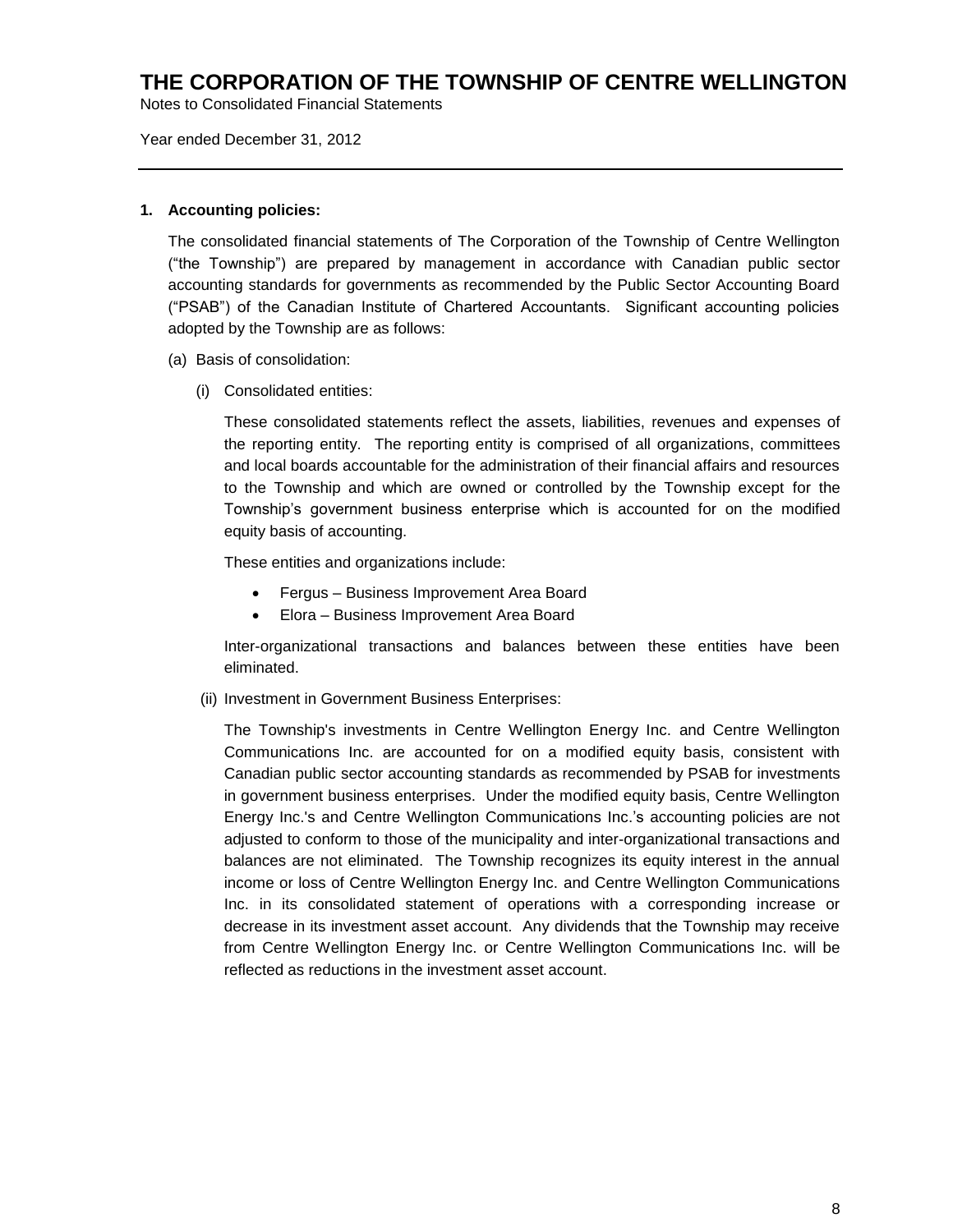**1. Accounting policies:**

The consolidated financial statements of The Corporation of the Township of Centre Wellington ("the Township") are prepared by management in accordance with Canadian public sector accounting standards for governments as recommended by the Public Sector Accounting Board ("PSAB") of the Canadian Institute of Chartered Accountants. Significant accounting policies adopted by the Township are as follows:

(a) Basis of consolidation:

(i) Consolidated entities:

These consolidated statements reflect the assets, liabilities, revenues and expenses of the reporting entity. The reporting entity is comprised of all organizations, committees and local boards accountable for the administration of their financial affairs and resources to the Township and which are owned or controlled by the Township except for the Township's government business enterprise which is accounted for on the modified equity basis of accounting.

These entities and organizations include:

- Fergus – Business Improvement Area Board
- Elora – Business Improvement Area Board

Inter-organizational transactions and balances between these entities have been eliminated.

(ii) Investment in Government Business Enterprises:

The Township's investments in Centre Wellington Energy Inc. and Centre Wellington Communications Inc. are accounted for on a modified equity basis, consistent with Canadian public sector accounting standards as recommended by PSAB for investments in government business enterprises. Under the modified equity basis, Centre Wellington Energy Inc.'s and Centre Wellington Communications Inc.'s accounting policies are not adjusted to conform to those of the municipality and inter-organizational transactions and balances are not eliminated. The Township recognizes its equity interest in the annual income or loss of Centre Wellington Energy Inc. and Centre Wellington Communications Inc. in its consolidated statement of operations with a corresponding increase or decrease in its investment asset account. Any dividends that the Township may receive from Centre Wellington Energy Inc. or Centre Wellington Communications Inc. will be reflected as reductions in the investment asset account.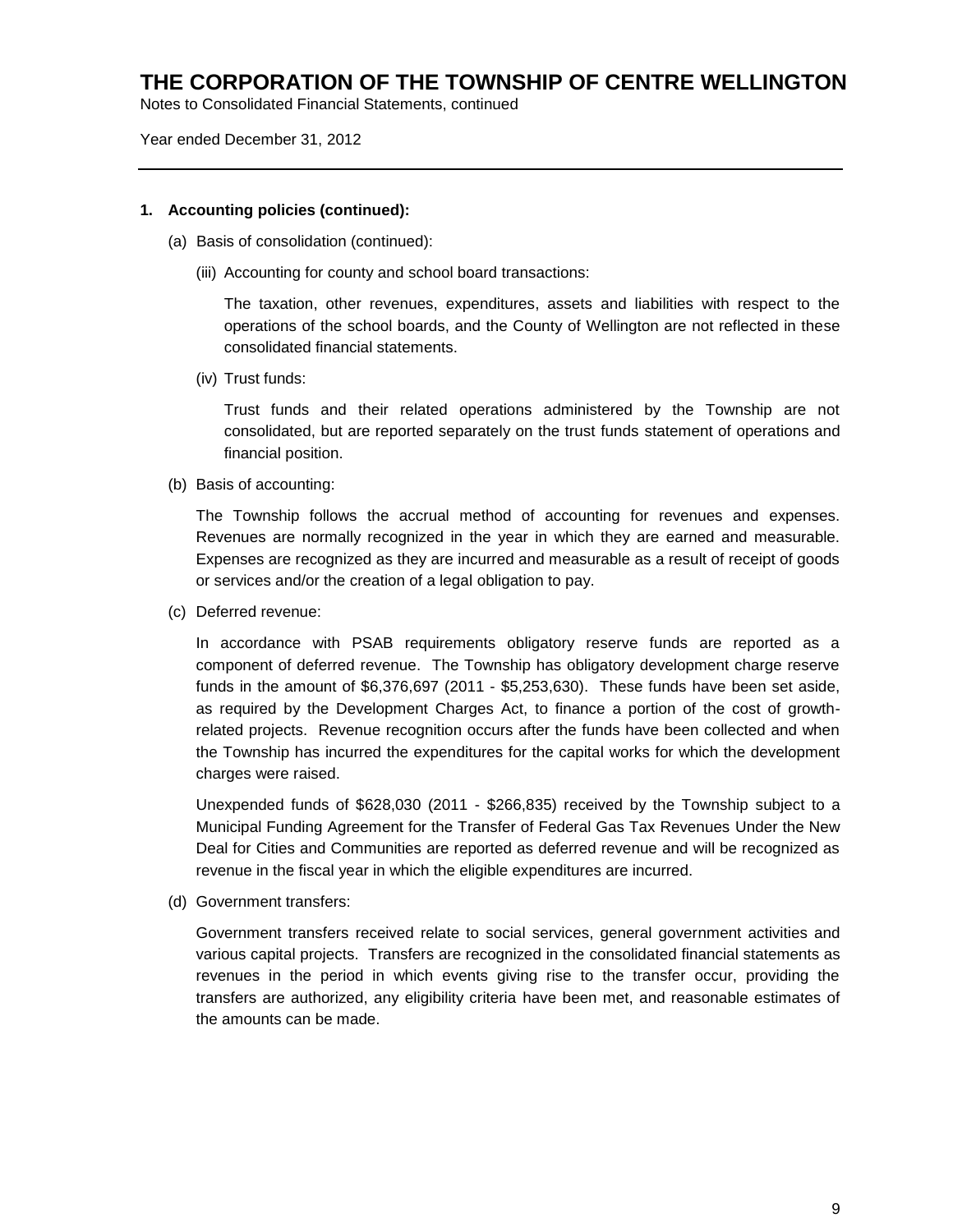# THE CORPORATION OF THE TOWNSHIP OF CENTRE WELLINGTON

Notes to Consolidated Financial Statements, continued

Year ended December 31, 2012

---

**1. Accounting policies (continued):**

(a) Basis of consolidation (continued):

(iii) Accounting for county and school board transactions:

The taxation, other revenues, expenditures, assets and liabilities with respect to the operations of the school boards, and the County of Wellington are not reflected in these consolidated financial statements.

(iv) Trust funds:

Trust funds and their related operations administered by the Township are not consolidated, but are reported separately on the trust funds statement of operations and financial position.

(b) Basis of accounting:

The Township follows the accrual method of accounting for revenues and expenses. Revenues are normally recognized in the year in which they are earned and measurable. Expenses are recognized as they are incurred and measurable as a result of receipt of goods or services and/or the creation of a legal obligation to pay.

(c) Deferred revenue:

In accordance with PSAB requirements obligatory reserve funds are reported as a component of deferred revenue. The Township has obligatory development charge reserve funds in the amount of $6,376,697 (2011 - $5,253,630). These funds have been set aside, as required by the Development Charges Act, to finance a portion of the cost of growth-related projects. Revenue recognition occurs after the funds have been collected and when the Township has incurred the expenditures for the capital works for which the development charges were raised.

Unexpended funds of $628,030 (2011 - $266,835) received by the Township subject to a Municipal Funding Agreement for the Transfer of Federal Gas Tax Revenues Under the New Deal for Cities and Communities are reported as deferred revenue and will be recognized as revenue in the fiscal year in which the eligible expenditures are incurred.

(d) Government transfers:

Government transfers received relate to social services, general government activities and various capital projects. Transfers are recognized in the consolidated financial statements as revenues in the period in which events giving rise to the transfer occur, providing the transfers are authorized, any eligibility criteria have been met, and reasonable estimates of the amounts can be made.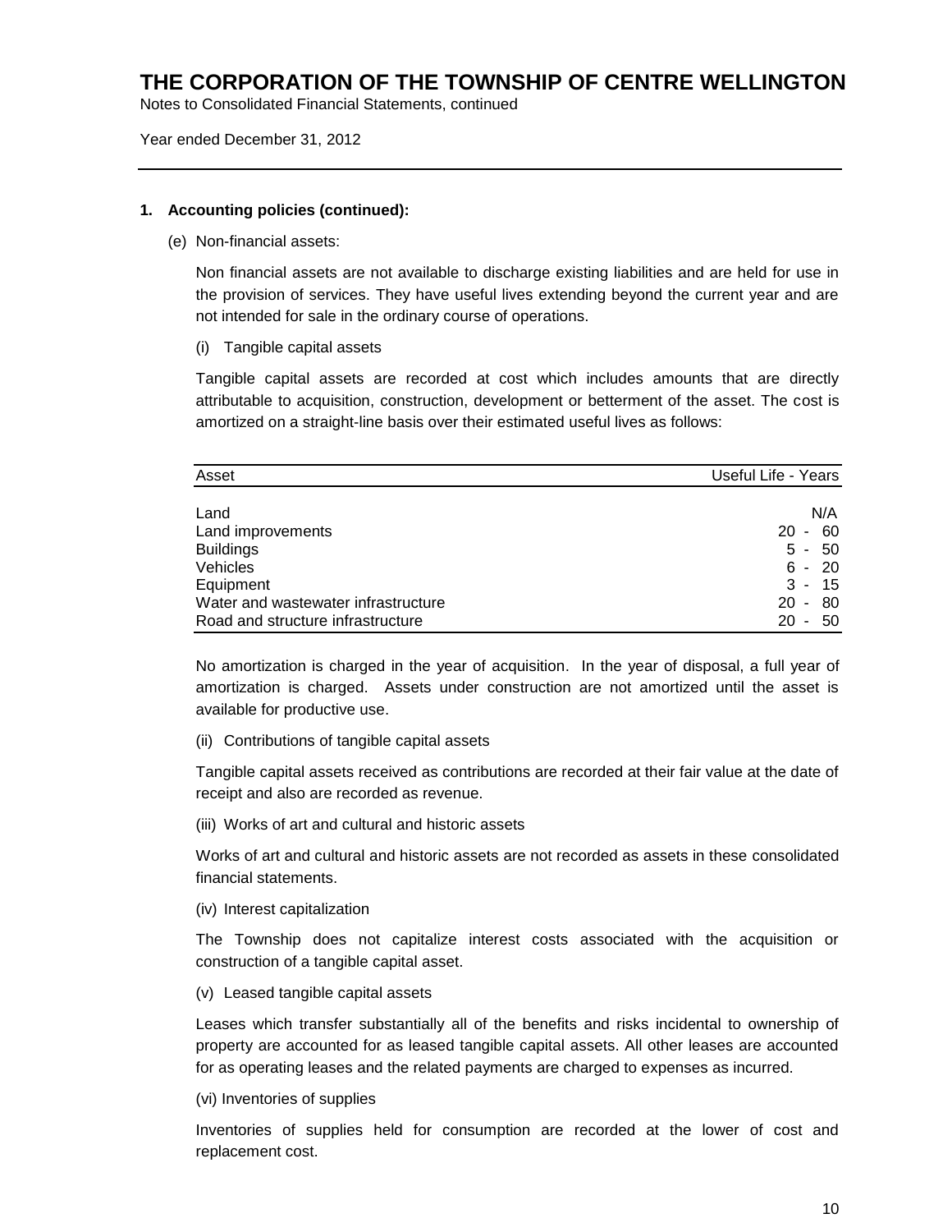# THE CORPORATION OF THE TOWNSHIP OF CENTRE WELLINGTON

Notes to Consolidated Financial Statements, continued

Year ended December 31, 2012

## 1. Accounting policies (continued):

(e) Non-financial assets:

Non financial assets are not available to discharge existing liabilities and are held for use in the provision of services. They have useful lives extending beyond the current year and are not intended for sale in the ordinary course of operations.

(i) Tangible capital assets

Tangible capital assets are recorded at cost which includes amounts that are directly attributable to acquisition, construction, development or betterment of the asset. The cost is amortized on a straight-line basis over their estimated useful lives as follows:

| Asset | Useful Life - Years |
|---|---|
| Land | N/A |
| Land improvements | 20 - 60 |
| Buildings | 5 - 50 |
| Vehicles | 6 - 20 |
| Equipment | 3 - 15 |
| Water and wastewater infrastructure | 20 - 80 |
| Road and structure infrastructure | 20 - 50 |

No amortization is charged in the year of acquisition. In the year of disposal, a full year of amortization is charged. Assets under construction are not amortized until the asset is available for productive use.

(ii) Contributions of tangible capital assets

Tangible capital assets received as contributions are recorded at their fair value at the date of receipt and also are recorded as revenue.

(iii) Works of art and cultural and historic assets

Works of art and cultural and historic assets are not recorded as assets in these consolidated financial statements.

(iv) Interest capitalization

The Township does not capitalize interest costs associated with the acquisition or construction of a tangible capital asset.

(v) Leased tangible capital assets

Leases which transfer substantially all of the benefits and risks incidental to ownership of property are accounted for as leased tangible capital assets. All other leases are accounted for as operating leases and the related payments are charged to expenses as incurred.

(vi) Inventories of supplies

Inventories of supplies held for consumption are recorded at the lower of cost and replacement cost.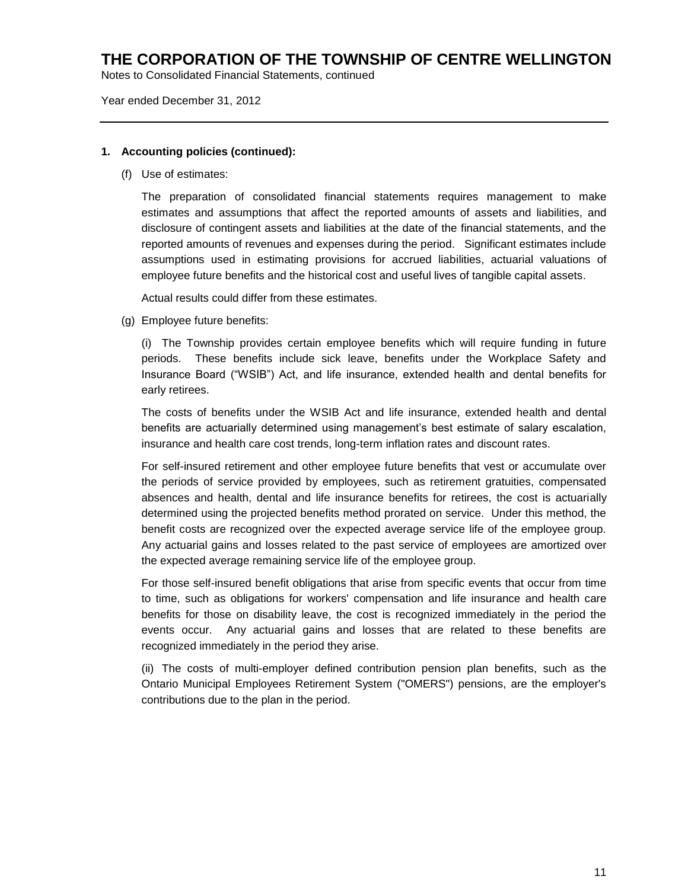## 1. Accounting policies (continued):

(f) Use of estimates:

The preparation of consolidated financial statements requires management to make estimates and assumptions that affect the reported amounts of assets and liabilities, and disclosure of contingent assets and liabilities at the date of the financial statements, and the reported amounts of revenues and expenses during the period. Significant estimates include assumptions used in estimating provisions for accrued liabilities, actuarial valuations of employee future benefits and the historical cost and useful lives of tangible capital assets.

Actual results could differ from these estimates.

(g) Employee future benefits:

(i) The Township provides certain employee benefits which will require funding in future periods. These benefits include sick leave, benefits under the Workplace Safety and Insurance Board ("WSIB") Act, and life insurance, extended health and dental benefits for early retirees.

The costs of benefits under the WSIB Act and life insurance, extended health and dental benefits are actuarially determined using management's best estimate of salary escalation, insurance and health care cost trends, long-term inflation rates and discount rates.

For self-insured retirement and other employee future benefits that vest or accumulate over the periods of service provided by employees, such as retirement gratuities, compensated absences and health, dental and life insurance benefits for retirees, the cost is actuarially determined using the projected benefits method prorated on service. Under this method, the benefit costs are recognized over the expected average service life of the employee group. Any actuarial gains and losses related to the past service of employees are amortized over the expected average remaining service life of the employee group.

For those self-insured benefit obligations that arise from specific events that occur from time to time, such as obligations for workers' compensation and life insurance and health care benefits for those on disability leave, the cost is recognized immediately in the period the events occur. Any actuarial gains and losses that are related to these benefits are recognized immediately in the period they arise.

(ii) The costs of multi-employer defined contribution pension plan benefits, such as the Ontario Municipal Employees Retirement System ("OMERS") pensions, are the employer's contributions due to the plan in the period.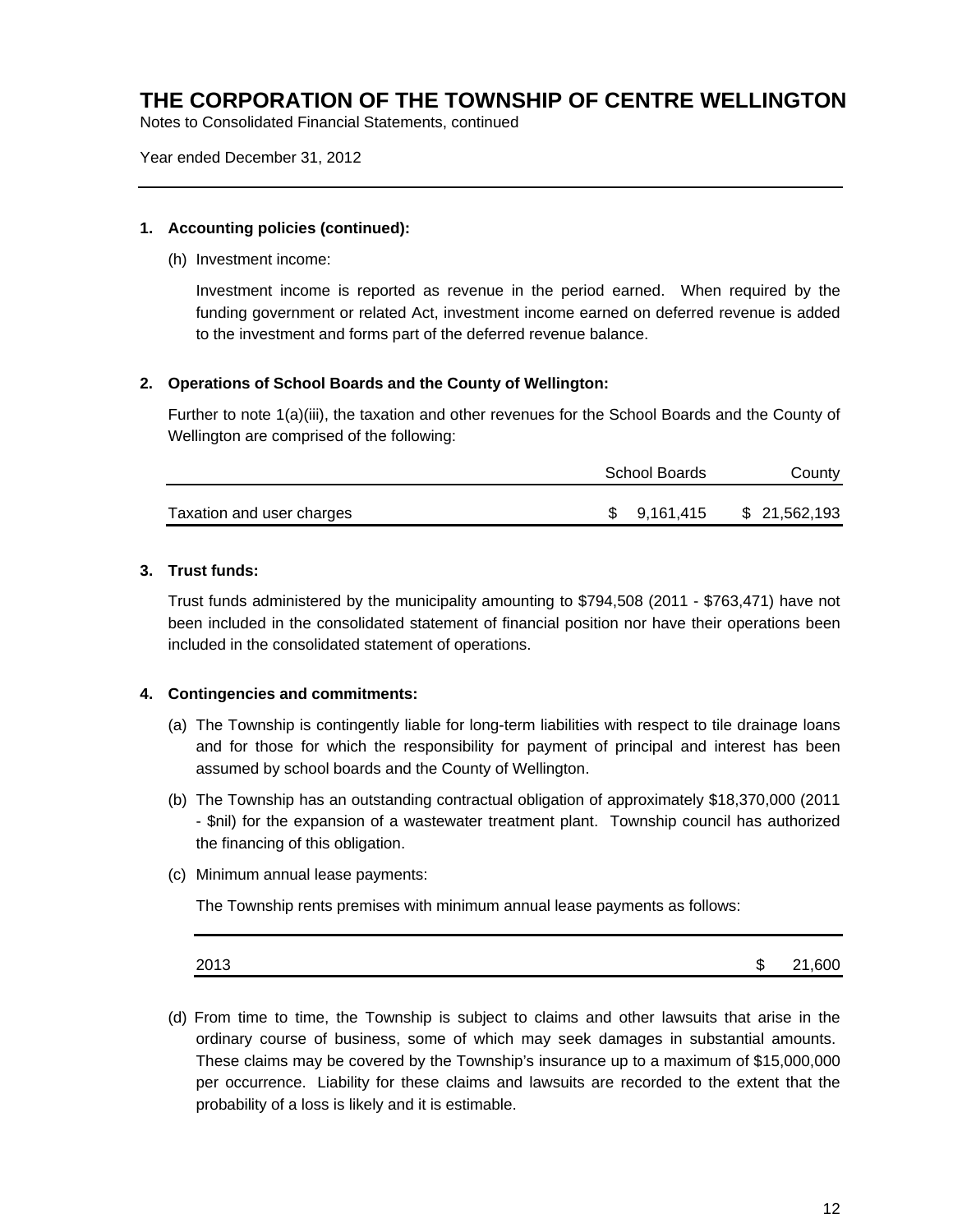# THE CORPORATION OF THE TOWNSHIP OF CENTRE WELLINGTON

Notes to Consolidated Financial Statements, continued

Year ended December 31, 2012

---

**1. Accounting policies (continued):**

(h) Investment income:

Investment income is reported as revenue in the period earned. When required by the funding government or related Act, investment income earned on deferred revenue is added to the investment and forms part of the deferred revenue balance.

**2. Operations of School Boards and the County of Wellington:**

Further to note 1(a)(iii), the taxation and other revenues for the School Boards and the County of Wellington are comprised of the following:

| | School Boards | County |
|---|---|---|
| Taxation and user charges | $ 9,161,415 | $ 21,562,193 |

**3. Trust funds:**

Trust funds administered by the municipality amounting to $794,508 (2011 - $763,471) have not been included in the consolidated statement of financial position nor have their operations been included in the consolidated statement of operations.

**4. Contingencies and commitments:**

(a) The Township is contingently liable for long-term liabilities with respect to tile drainage loans and for those for which the responsibility for payment of principal and interest has been assumed by school boards and the County of Wellington.

(b) The Township has an outstanding contractual obligation of approximately $18,370,000 (2011 - $nil) for the expansion of a wastewater treatment plant. Township council has authorized the financing of this obligation.

(c) Minimum annual lease payments:

The Township rents premises with minimum annual lease payments as follows:

| | |
|---|---|
| 2013 | $ 21,600 |

(d) From time to time, the Township is subject to claims and other lawsuits that arise in the ordinary course of business, some of which may seek damages in substantial amounts. These claims may be covered by the Township's insurance up to a maximum of $15,000,000 per occurrence. Liability for these claims and lawsuits are recorded to the extent that the probability of a loss is likely and it is estimable.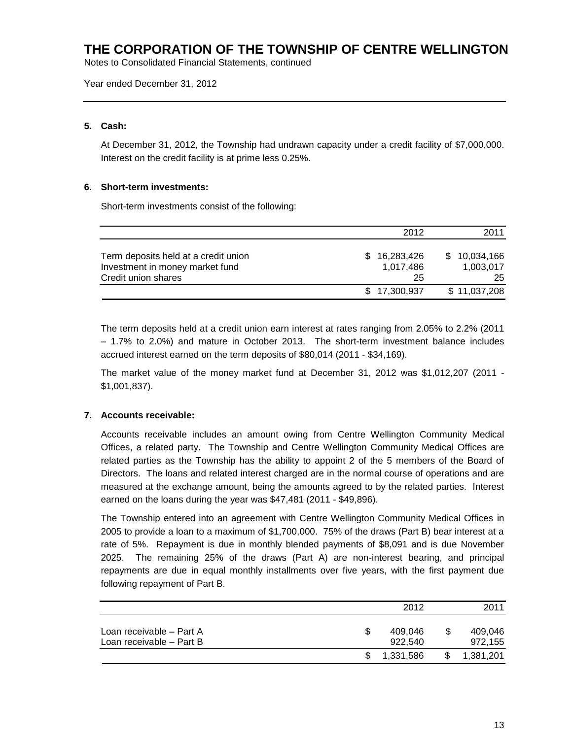# THE CORPORATION OF THE TOWNSHIP OF CENTRE WELLINGTON

Notes to Consolidated Financial Statements, continued

Year ended December 31, 2012

**5. Cash:**

At December 31, 2012, the Township had undrawn capacity under a credit facility of $7,000,000. Interest on the credit facility is at prime less 0.25%.

**6. Short-term investments:**

Short-term investments consist of the following:

| | 2012 | 2011 |
|---|---:|---:|
| Term deposits held at a credit union | $ 16,283,426 | $ 10,034,166 |
| Investment in money market fund | 1,017,486 | 1,003,017 |
| Credit union shares | 25 | 25 |
| | $ 17,300,937 | $ 11,037,208 |

The term deposits held at a credit union earn interest at rates ranging from 2.05% to 2.2% (2011 – 1.7% to 2.0%) and mature in October 2013. The short-term investment balance includes accrued interest earned on the term deposits of $80,014 (2011 - $34,169).

The market value of the money market fund at December 31, 2012 was $1,012,207 (2011 - $1,001,837).

**7. Accounts receivable:**

Accounts receivable includes an amount owing from Centre Wellington Community Medical Offices, a related party. The Township and Centre Wellington Community Medical Offices are related parties as the Township has the ability to appoint 2 of the 5 members of the Board of Directors. The loans and related interest charged are in the normal course of operations and are measured at the exchange amount, being the amounts agreed to by the related parties. Interest earned on the loans during the year was $47,481 (2011 - $49,896).

The Township entered into an agreement with Centre Wellington Community Medical Offices in 2005 to provide a loan to a maximum of $1,700,000. 75% of the draws (Part B) bear interest at a rate of 5%. Repayment is due in monthly blended payments of $8,091 and is due November 2025. The remaining 25% of the draws (Part A) are non-interest bearing, and principal repayments are due in equal monthly installments over five years, with the first payment due following repayment of Part B.

| | 2012 | 2011 |
|---|---:|---:|
| Loan receivable – Part A | $ 409,046 | $ 409,046 |
| Loan receivable – Part B | 922,540 | 972,155 |
| | $ 1,331,586 | $ 1,381,201 |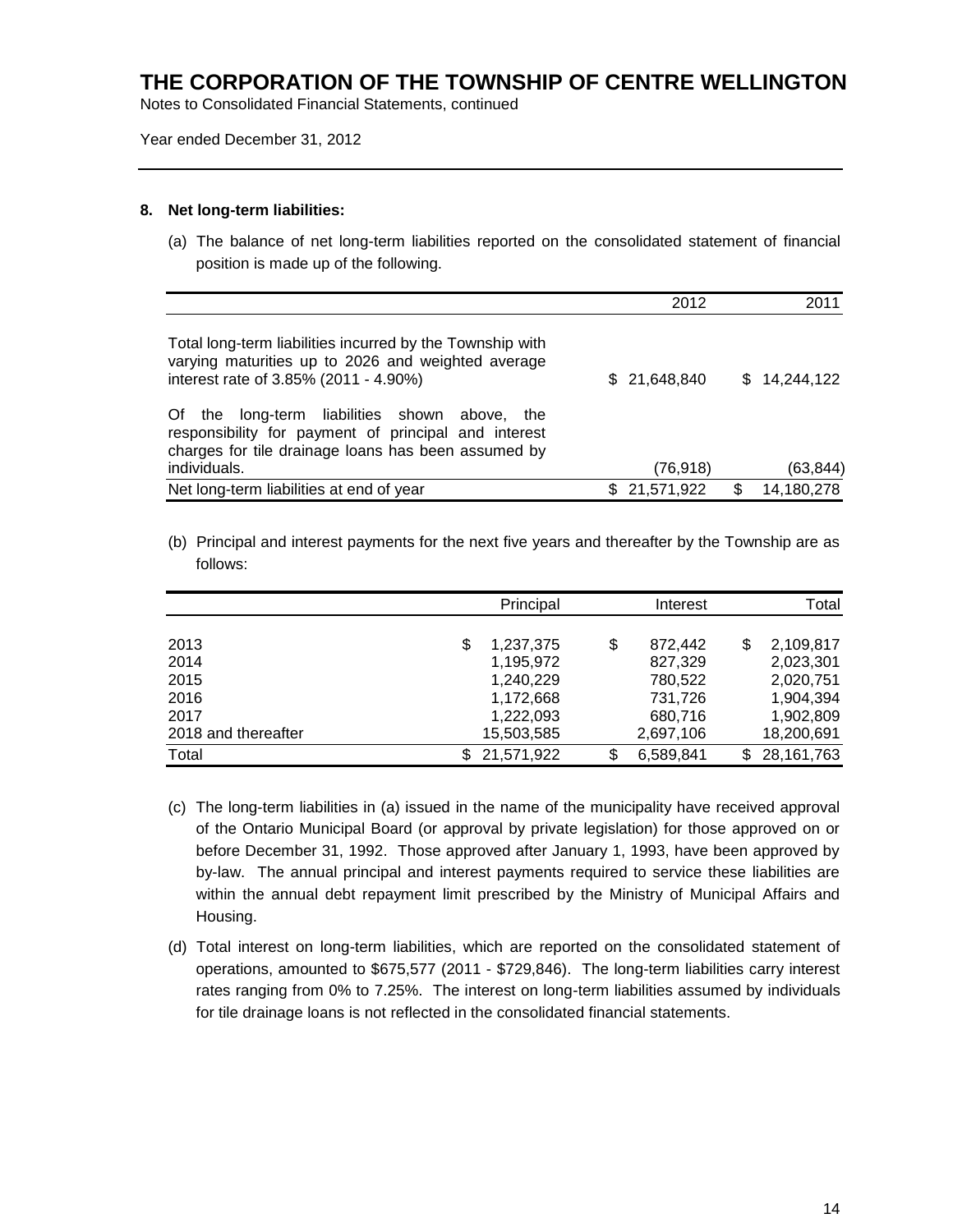# THE CORPORATION OF THE TOWNSHIP OF CENTRE WELLINGTON

Notes to Consolidated Financial Statements, continued

Year ended December 31, 2012

**8. Net long-term liabilities:**

(a) The balance of net long-term liabilities reported on the consolidated statement of financial position is made up of the following.

| | 2012 | 2011 |
|---|---|---|
| Total long-term liabilities incurred by the Township with varying maturities up to 2026 and weighted average interest rate of 3.85% (2011 - 4.90%) | $ 21,648,840 | $ 14,244,122 |
| Of the long-term liabilities shown above, the responsibility for payment of principal and interest charges for tile drainage loans has been assumed by individuals. | (76,918) | (63,844) |
| Net long-term liabilities at end of year | $ 21,571,922 | $ 14,180,278 |

(b) Principal and interest payments for the next five years and thereafter by the Township are as follows:

| | Principal | Interest | Total |
|---|---|---|---|
| 2013 | $ 1,237,375 | $ 872,442 | $ 2,109,817 |
| 2014 | 1,195,972 | 827,329 | 2,023,301 |
| 2015 | 1,240,229 | 780,522 | 2,020,751 |
| 2016 | 1,172,668 | 731,726 | 1,904,394 |
| 2017 | 1,222,093 | 680,716 | 1,902,809 |
| 2018 and thereafter | 15,503,585 | 2,697,106 | 18,200,691 |
| Total | $ 21,571,922 | $ 6,589,841 | $ 28,161,763 |

(c) The long-term liabilities in (a) issued in the name of the municipality have received approval of the Ontario Municipal Board (or approval by private legislation) for those approved on or before December 31, 1992. Those approved after January 1, 1993, have been approved by by-law. The annual principal and interest payments required to service these liabilities are within the annual debt repayment limit prescribed by the Ministry of Municipal Affairs and Housing.

(d) Total interest on long-term liabilities, which are reported on the consolidated statement of operations, amounted to $675,577 (2011 - $729,846). The long-term liabilities carry interest rates ranging from 0% to 7.25%. The interest on long-term liabilities assumed by individuals for tile drainage loans is not reflected in the consolidated financial statements.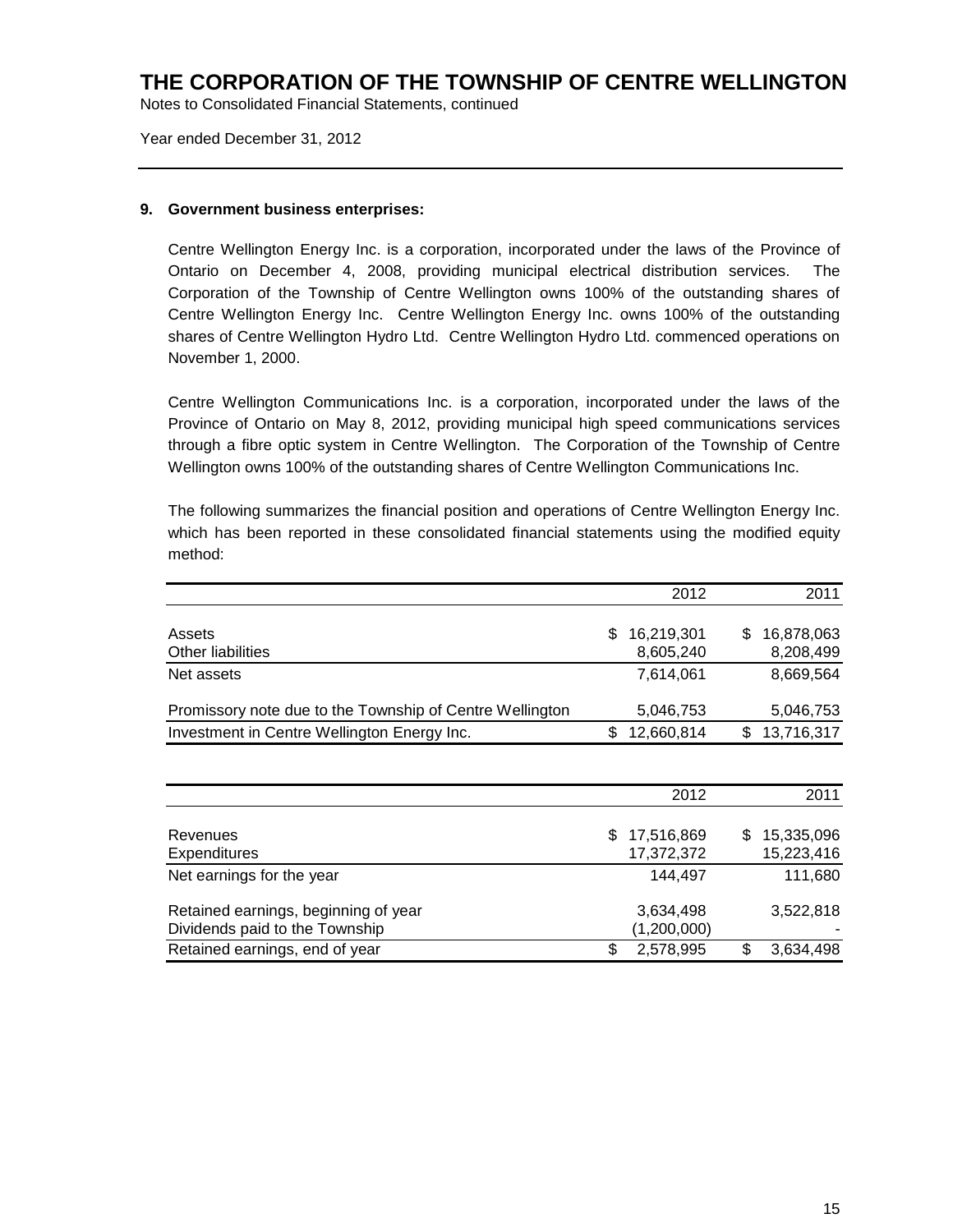# THE CORPORATION OF THE TOWNSHIP OF CENTRE WELLINGTON

Notes to Consolidated Financial Statements, continued

Year ended December 31, 2012

## 9. Government business enterprises:

Centre Wellington Energy Inc. is a corporation, incorporated under the laws of the Province of Ontario on December 4, 2008, providing municipal electrical distribution services. The Corporation of the Township of Centre Wellington owns 100% of the outstanding shares of Centre Wellington Energy Inc. Centre Wellington Energy Inc. owns 100% of the outstanding shares of Centre Wellington Hydro Ltd. Centre Wellington Hydro Ltd. commenced operations on November 1, 2000.

Centre Wellington Communications Inc. is a corporation, incorporated under the laws of the Province of Ontario on May 8, 2012, providing municipal high speed communications services through a fibre optic system in Centre Wellington. The Corporation of the Township of Centre Wellington owns 100% of the outstanding shares of Centre Wellington Communications Inc.

The following summarizes the financial position and operations of Centre Wellington Energy Inc. which has been reported in these consolidated financial statements using the modified equity method:

| | 2012 | 2011 |
|---|---|---|
| Assets | $ 16,219,301 | $ 16,878,063 |
| Other liabilities | 8,605,240 | 8,208,499 |
| Net assets | 7,614,061 | 8,669,564 |
| Promissory note due to the Township of Centre Wellington | 5,046,753 | 5,046,753 |
| Investment in Centre Wellington Energy Inc. | $ 12,660,814 | $ 13,716,317 |

| | 2012 | 2011 |
|---|---|---|
| Revenues | $ 17,516,869 | $ 15,335,096 |
| Expenditures | 17,372,372 | 15,223,416 |
| Net earnings for the year | 144,497 | 111,680 |
| Retained earnings, beginning of year | 3,634,498 | 3,522,818 |
| Dividends paid to the Township | (1,200,000) | - |
| Retained earnings, end of year | $ 2,578,995 | $ 3,634,498 |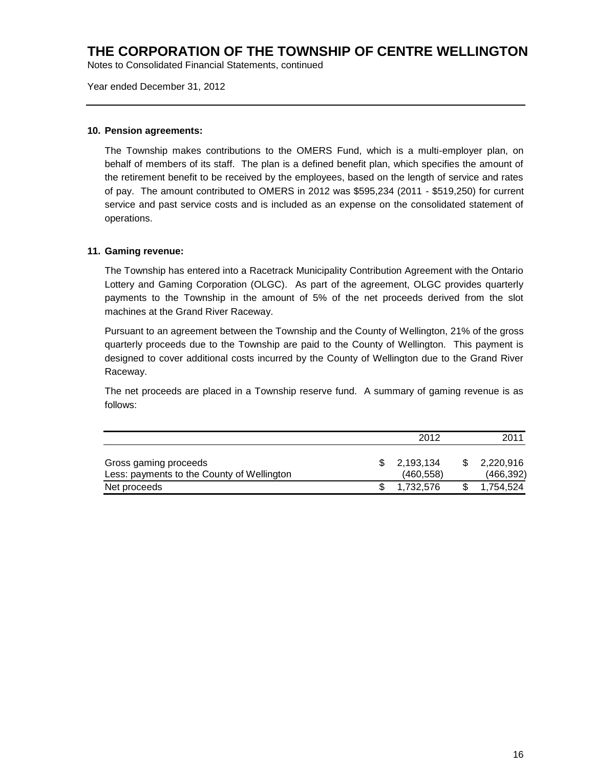# THE CORPORATION OF THE TOWNSHIP OF CENTRE WELLINGTON

Notes to Consolidated Financial Statements, continued

Year ended December 31, 2012

**10. Pension agreements:**

The Township makes contributions to the OMERS Fund, which is a multi-employer plan, on behalf of members of its staff. The plan is a defined benefit plan, which specifies the amount of the retirement benefit to be received by the employees, based on the length of service and rates of pay. The amount contributed to OMERS in 2012 was $595,234 (2011 - $519,250) for current service and past service costs and is included as an expense on the consolidated statement of operations.

**11. Gaming revenue:**

The Township has entered into a Racetrack Municipality Contribution Agreement with the Ontario Lottery and Gaming Corporation (OLGC). As part of the agreement, OLGC provides quarterly payments to the Township in the amount of 5% of the net proceeds derived from the slot machines at the Grand River Raceway.

Pursuant to an agreement between the Township and the County of Wellington, 21% of the gross quarterly proceeds due to the Township are paid to the County of Wellington. This payment is designed to cover additional costs incurred by the County of Wellington due to the Grand River Raceway.

The net proceeds are placed in a Township reserve fund. A summary of gaming revenue is as follows:

| | 2012 | 2011 |
|---|---|---|
| Gross gaming proceeds | $ 2,193,134 | $ 2,220,916 |
| Less: payments to the County of Wellington | (460,558) | (466,392) |
| Net proceeds | $ 1,732,576 | $ 1,754,524 |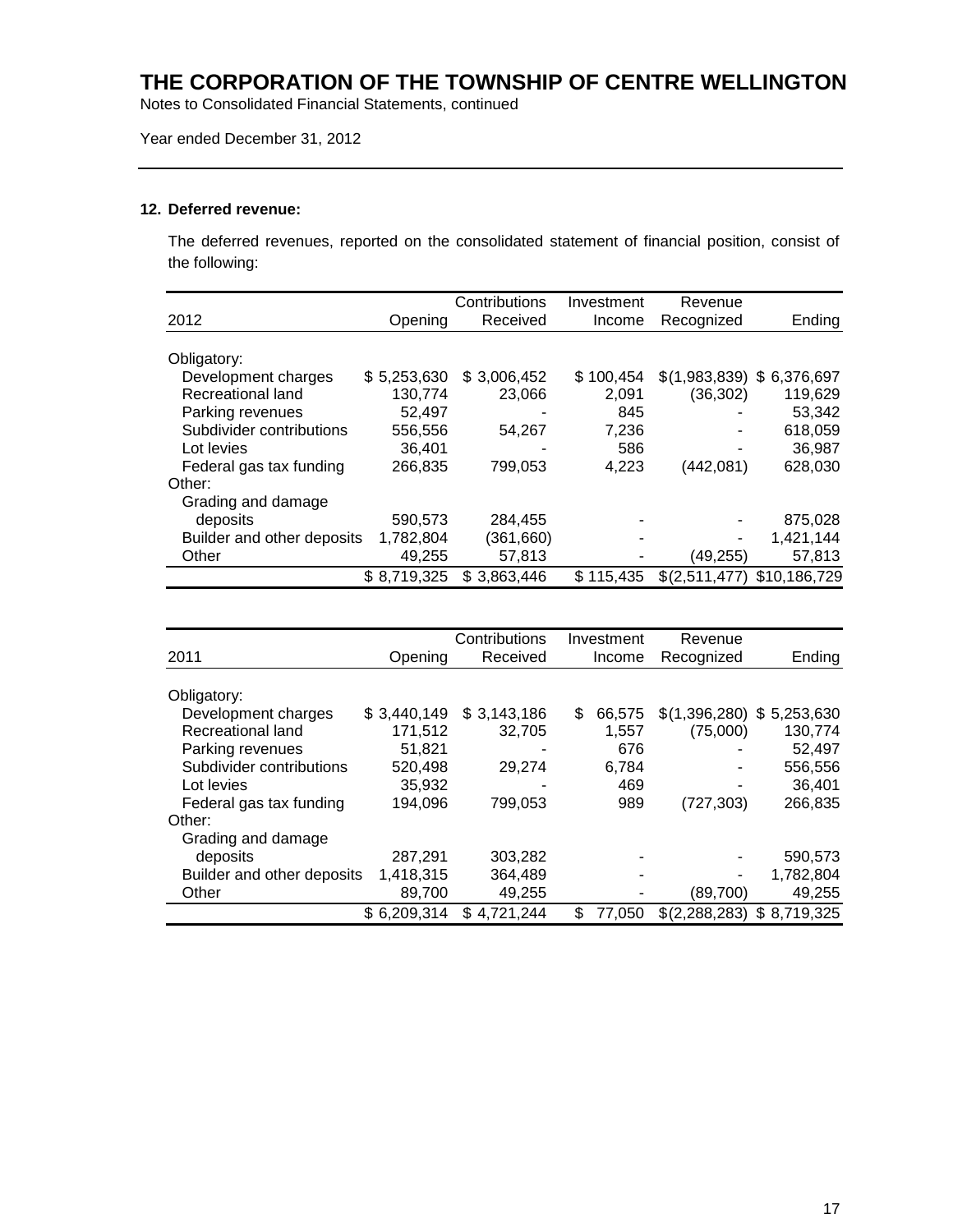# THE CORPORATION OF THE TOWNSHIP OF CENTRE WELLINGTON

Notes to Consolidated Financial Statements, continued

Year ended December 31, 2012

## 12. Deferred revenue:

The deferred revenues, reported on the consolidated statement of financial position, consist of the following:

| 2012 | Opening | Contributions Received | Investment Income | Revenue Recognized | Ending |
|---|---|---|---|---|---|
| Obligatory: | | | | | |
| Development charges | $ 5,253,630 | $ 3,006,452 | $ 100,454 | $(1,983,839) | $ 6,376,697 |
| Recreational land | 130,774 | 23,066 | 2,091 | (36,302) | 119,629 |
| Parking revenues | 52,497 | - | 845 | - | 53,342 |
| Subdivider contributions | 556,556 | 54,267 | 7,236 | - | 618,059 |
| Lot levies | 36,401 | - | 586 | - | 36,987 |
| Federal gas tax funding | 266,835 | 799,053 | 4,223 | (442,081) | 628,030 |
| Other: | | | | | |
| Grading and damage deposits | 590,573 | 284,455 | - | - | 875,028 |
| Builder and other deposits | 1,782,804 | (361,660) | - | - | 1,421,144 |
| Other | 49,255 | 57,813 | - | (49,255) | 57,813 |
| | $ 8,719,325 | $ 3,863,446 | $ 115,435 | $(2,511,477) | $10,186,729 |

| 2011 | Opening | Contributions Received | Investment Income | Revenue Recognized | Ending |
|---|---|---|---|---|---|
| Obligatory: | | | | | |
| Development charges | $ 3,440,149 | $ 3,143,186 | $ 66,575 | $(1,396,280) | $ 5,253,630 |
| Recreational land | 171,512 | 32,705 | 1,557 | (75,000) | 130,774 |
| Parking revenues | 51,821 | - | 676 | - | 52,497 |
| Subdivider contributions | 520,498 | 29,274 | 6,784 | - | 556,556 |
| Lot levies | 35,932 | - | 469 | - | 36,401 |
| Federal gas tax funding | 194,096 | 799,053 | 989 | (727,303) | 266,835 |
| Other: | | | | | |
| Grading and damage deposits | 287,291 | 303,282 | - | - | 590,573 |
| Builder and other deposits | 1,418,315 | 364,489 | - | - | 1,782,804 |
| Other | 89,700 | 49,255 | - | (89,700) | 49,255 |
| | $ 6,209,314 | $ 4,721,244 | $ 77,050 | $(2,288,283) | $ 8,719,325 |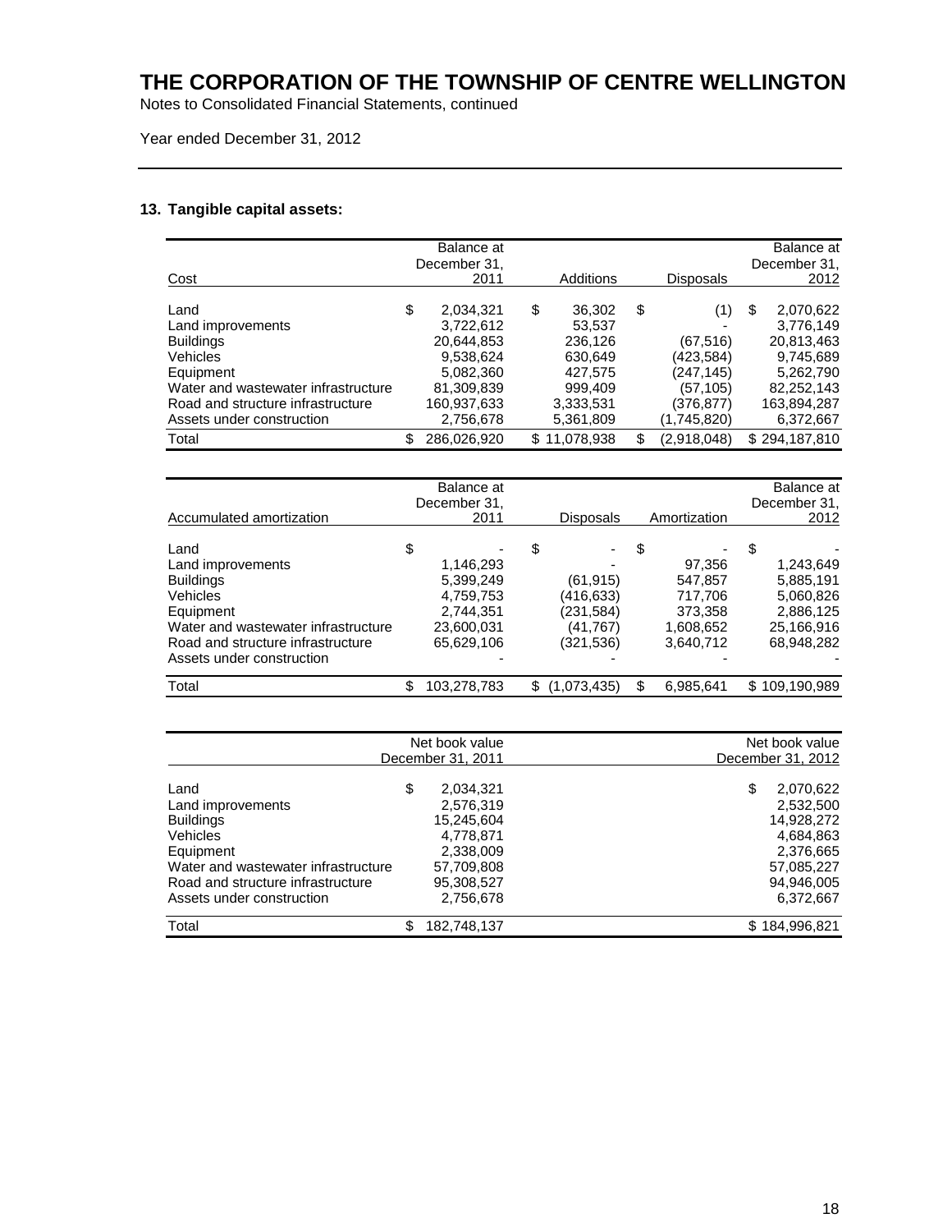# THE CORPORATION OF THE TOWNSHIP OF CENTRE WELLINGTON

Notes to Consolidated Financial Statements, continued

Year ended December 31, 2012

## 13. Tangible capital assets:

| Cost | Balance at December 31, 2011 | Additions | Disposals | Balance at December 31, 2012 |
|---|---|---|---|---|
| Land | $ 2,034,321 | $ 36,302 | $ (1) | $ 2,070,622 |
| Land improvements | 3,722,612 | 53,537 | - | 3,776,149 |
| Buildings | 20,644,853 | 236,126 | (67,516) | 20,813,463 |
| Vehicles | 9,538,624 | 630,649 | (423,584) | 9,745,689 |
| Equipment | 5,082,360 | 427,575 | (247,145) | 5,262,790 |
| Water and wastewater infrastructure | 81,309,839 | 999,409 | (57,105) | 82,252,143 |
| Road and structure infrastructure | 160,937,633 | 3,333,531 | (376,877) | 163,894,287 |
| Assets under construction | 2,756,678 | 5,361,809 | (1,745,820) | 6,372,667 |
| Total | $ 286,026,920 | $ 11,078,938 | $ (2,918,048) | $ 294,187,810 |

| Accumulated amortization | Balance at December 31, 2011 | Disposals | Amortization | Balance at December 31, 2012 |
|---|---|---|---|---|
| Land | $ - | $ - | $ - | $ - |
| Land improvements | 1,146,293 | - | 97,356 | 1,243,649 |
| Buildings | 5,399,249 | (61,915) | 547,857 | 5,885,191 |
| Vehicles | 4,759,753 | (416,633) | 717,706 | 5,060,826 |
| Equipment | 2,744,351 | (231,584) | 373,358 | 2,886,125 |
| Water and wastewater infrastructure | 23,600,031 | (41,767) | 1,608,652 | 25,166,916 |
| Road and structure infrastructure | 65,629,106 | (321,536) | 3,640,712 | 68,948,282 |
| Assets under construction | - | - | - | - |
| Total | $ 103,278,783 | $ (1,073,435) | $ 6,985,641 | $ 109,190,989 |

| | Net book value December 31, 2011 | Net book value December 31, 2012 |
|---|---|---|
| Land | $ 2,034,321 | $ 2,070,622 |
| Land improvements | 2,576,319 | 2,532,500 |
| Buildings | 15,245,604 | 14,928,272 |
| Vehicles | 4,778,871 | 4,684,863 |
| Equipment | 2,338,009 | 2,376,665 |
| Water and wastewater infrastructure | 57,709,808 | 57,085,227 |
| Road and structure infrastructure | 95,308,527 | 94,946,005 |
| Assets under construction | 2,756,678 | 6,372,667 |
| Total | $ 182,748,137 | $ 184,996,821 |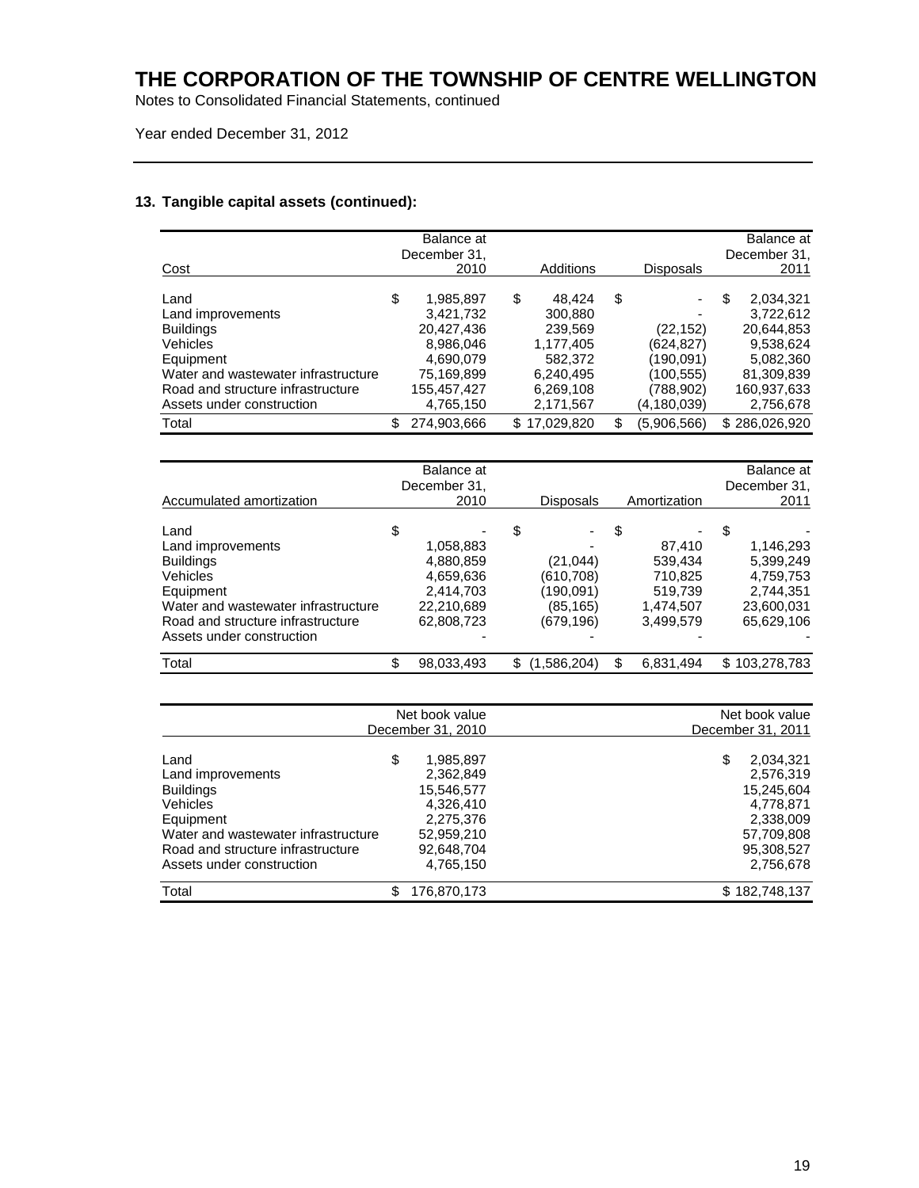# THE CORPORATION OF THE TOWNSHIP OF CENTRE WELLINGTON

Notes to Consolidated Financial Statements, continued

Year ended December 31, 2012

### 13. Tangible capital assets (continued):

| Cost | Balance at December 31, 2010 | Additions | Disposals | Balance at December 31, 2011 |
|---|---|---|---|---|
| Land | $ 1,985,897 | $ 48,424 | $ - | $ 2,034,321 |
| Land improvements | 3,421,732 | 300,880 | - | 3,722,612 |
| Buildings | 20,427,436 | 239,569 | (22,152) | 20,644,853 |
| Vehicles | 8,986,046 | 1,177,405 | (624,827) | 9,538,624 |
| Equipment | 4,690,079 | 582,372 | (190,091) | 5,082,360 |
| Water and wastewater infrastructure | 75,169,899 | 6,240,495 | (100,555) | 81,309,839 |
| Road and structure infrastructure | 155,457,427 | 6,269,108 | (788,902) | 160,937,633 |
| Assets under construction | 4,765,150 | 2,171,567 | (4,180,039) | 2,756,678 |
| Total | $ 274,903,666 | $ 17,029,820 | $ (5,906,566) | $ 286,026,920 |

| Accumulated amortization | Balance at December 31, 2010 | Disposals | Amortization | Balance at December 31, 2011 |
|---|---|---|---|---|
| Land | $ - | $ - | $ - | $ - |
| Land improvements | 1,058,883 | - | 87,410 | 1,146,293 |
| Buildings | 4,880,859 | (21,044) | 539,434 | 5,399,249 |
| Vehicles | 4,659,636 | (610,708) | 710,825 | 4,759,753 |
| Equipment | 2,414,703 | (190,091) | 519,739 | 2,744,351 |
| Water and wastewater infrastructure | 22,210,689 | (85,165) | 1,474,507 | 23,600,031 |
| Road and structure infrastructure | 62,808,723 | (679,196) | 3,499,579 | 65,629,106 |
| Assets under construction | - | - | - | - |
| Total | $ 98,033,493 | $ (1,586,204) | $ 6,831,494 | $ 103,278,783 |

| | Net book value December 31, 2010 | Net book value December 31, 2011 |
|---|---|---|
| Land | $ 1,985,897 | $ 2,034,321 |
| Land improvements | 2,362,849 | 2,576,319 |
| Buildings | 15,546,577 | 15,245,604 |
| Vehicles | 4,326,410 | 4,778,871 |
| Equipment | 2,275,376 | 2,338,009 |
| Water and wastewater infrastructure | 52,959,210 | 57,709,808 |
| Road and structure infrastructure | 92,648,704 | 95,308,527 |
| Assets under construction | 4,765,150 | 2,756,678 |
| Total | $ 176,870,173 | $ 182,748,137 |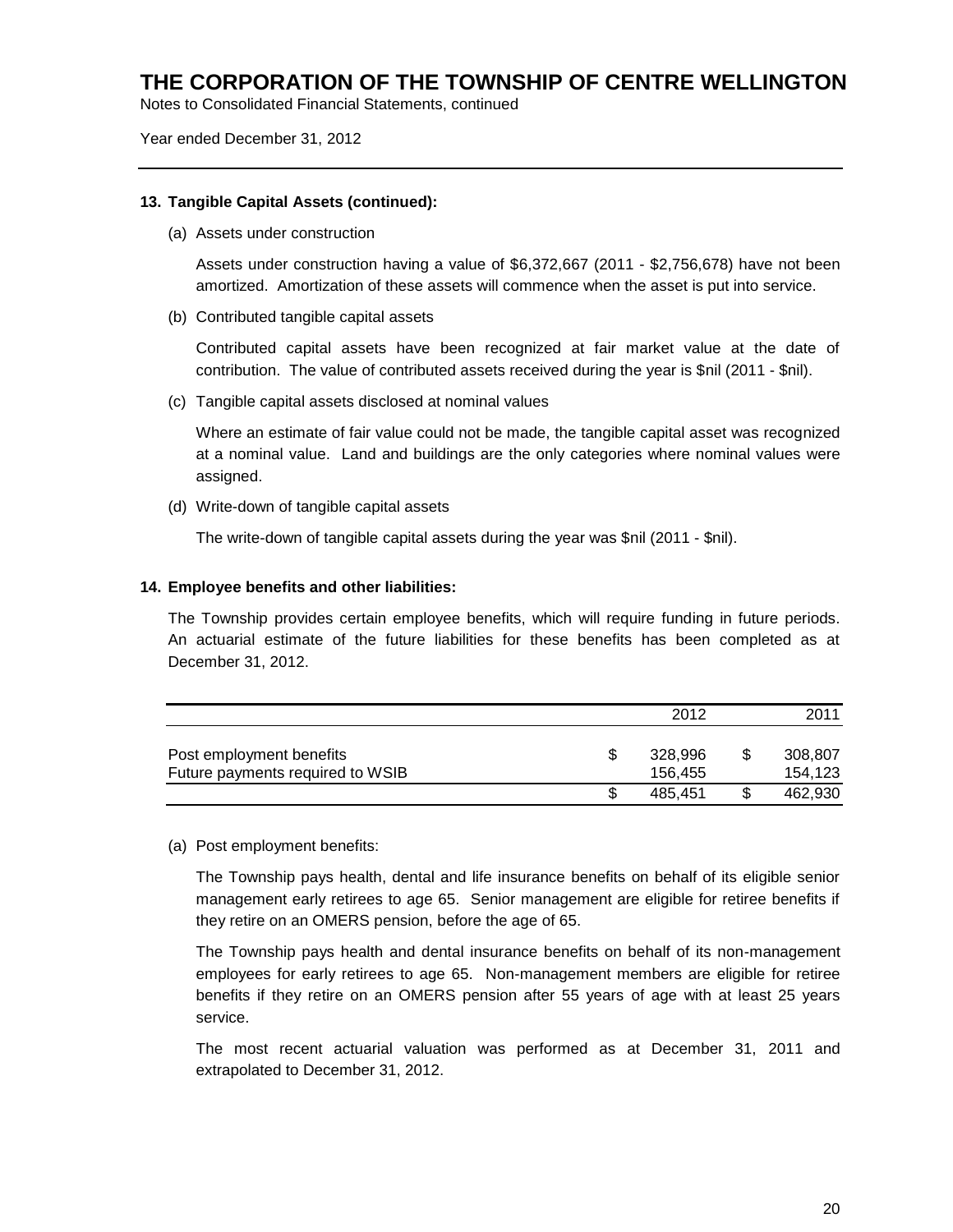# THE CORPORATION OF THE TOWNSHIP OF CENTRE WELLINGTON

Notes to Consolidated Financial Statements, continued

Year ended December 31, 2012

**13. Tangible Capital Assets (continued):**

(a) Assets under construction

Assets under construction having a value of $6,372,667 (2011 - $2,756,678) have not been amortized. Amortization of these assets will commence when the asset is put into service.

(b) Contributed tangible capital assets

Contributed capital assets have been recognized at fair market value at the date of contribution. The value of contributed assets received during the year is $nil (2011 - $nil).

(c) Tangible capital assets disclosed at nominal values

Where an estimate of fair value could not be made, the tangible capital asset was recognized at a nominal value. Land and buildings are the only categories where nominal values were assigned.

(d) Write-down of tangible capital assets

The write-down of tangible capital assets during the year was $nil (2011 - $nil).

**14. Employee benefits and other liabilities:**

The Township provides certain employee benefits, which will require funding in future periods. An actuarial estimate of the future liabilities for these benefits has been completed as at December 31, 2012.

| | 2012 | 2011 |
|---|---|---|
| Post employment benefits | $ 328,996 | $ 308,807 |
| Future payments required to WSIB | 156,455 | 154,123 |
| | $ 485,451 | $ 462,930 |

(a) Post employment benefits:

The Township pays health, dental and life insurance benefits on behalf of its eligible senior management early retirees to age 65. Senior management are eligible for retiree benefits if they retire on an OMERS pension, before the age of 65.

The Township pays health and dental insurance benefits on behalf of its non-management employees for early retirees to age 65. Non-management members are eligible for retiree benefits if they retire on an OMERS pension after 55 years of age with at least 25 years service.

The most recent actuarial valuation was performed as at December 31, 2011 and extrapolated to December 31, 2012.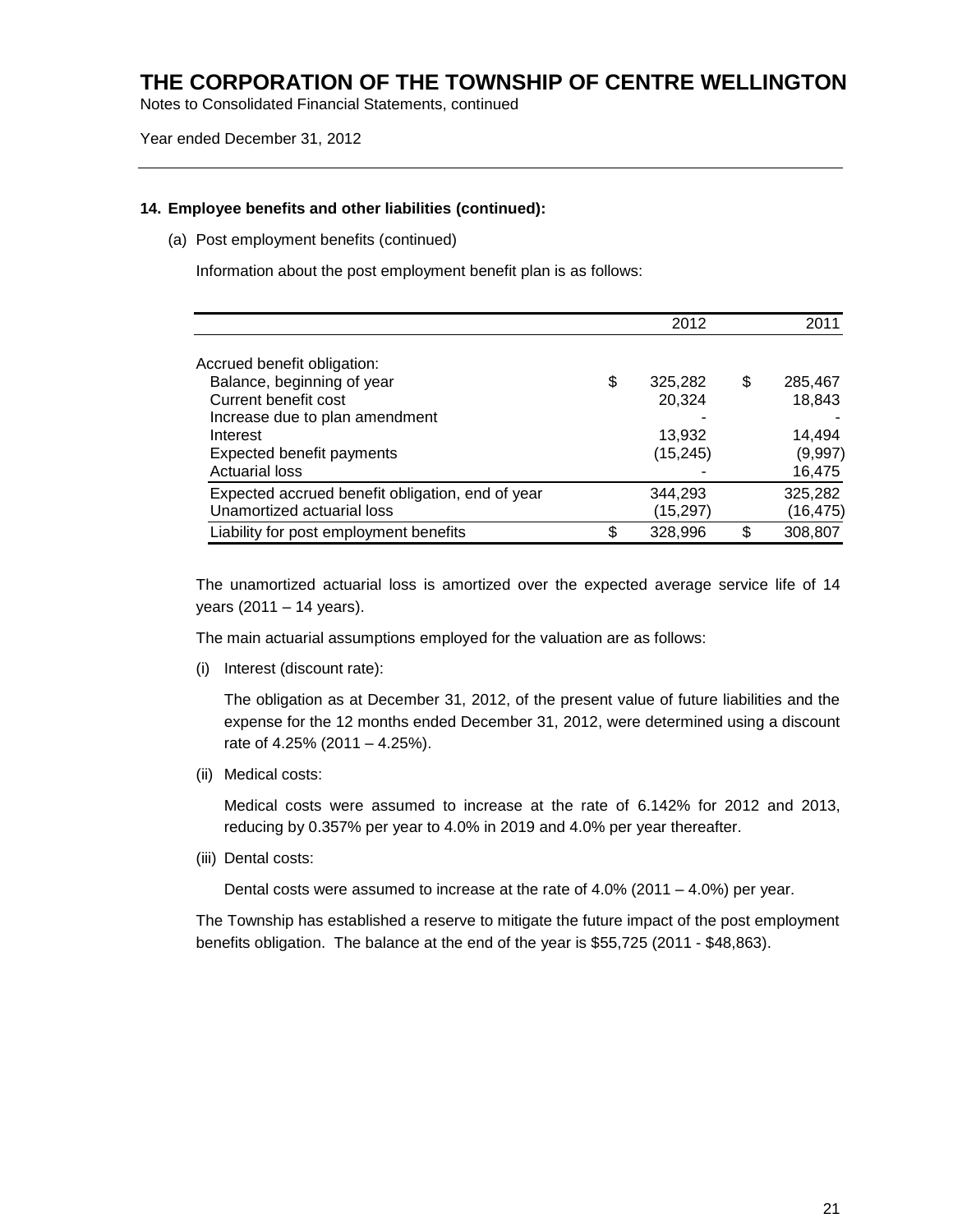# THE CORPORATION OF THE TOWNSHIP OF CENTRE WELLINGTON

Notes to Consolidated Financial Statements, continued

Year ended December 31, 2012

---

**14. Employee benefits and other liabilities (continued):**

(a) Post employment benefits (continued)

Information about the post employment benefit plan is as follows:

| | 2012 | 2011 |
|---|---|---|
| Accrued benefit obligation: | | |
| Balance, beginning of year | $ 325,282 | $ 285,467 |
| Current benefit cost | 20,324 | 18,843 |
| Increase due to plan amendment | - | - |
| Interest | 13,932 | 14,494 |
| Expected benefit payments | (15,245) | (9,997) |
| Actuarial loss | - | 16,475 |
| Expected accrued benefit obligation, end of year | 344,293 | 325,282 |
| Unamortized actuarial loss | (15,297) | (16,475) |
| Liability for post employment benefits | $ 328,996 | $ 308,807 |

The unamortized actuarial loss is amortized over the expected average service life of 14 years (2011 – 14 years).

The main actuarial assumptions employed for the valuation are as follows:

(i) Interest (discount rate):

The obligation as at December 31, 2012, of the present value of future liabilities and the expense for the 12 months ended December 31, 2012, were determined using a discount rate of 4.25% (2011 – 4.25%).

(ii) Medical costs:

Medical costs were assumed to increase at the rate of 6.142% for 2012 and 2013, reducing by 0.357% per year to 4.0% in 2019 and 4.0% per year thereafter.

(iii) Dental costs:

Dental costs were assumed to increase at the rate of 4.0% (2011 – 4.0%) per year.

The Township has established a reserve to mitigate the future impact of the post employment benefits obligation. The balance at the end of the year is $55,725 (2011 - $48,863).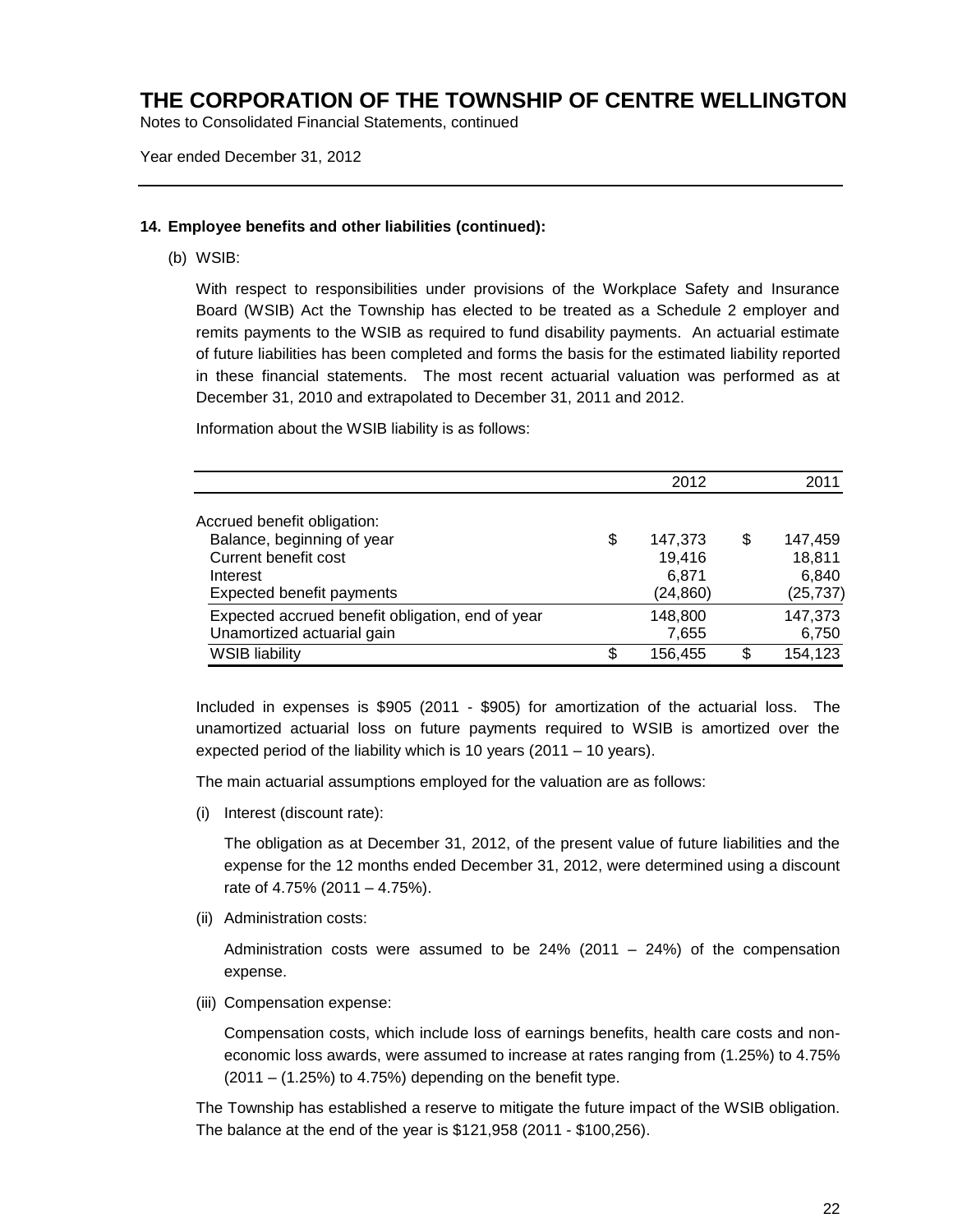# THE CORPORATION OF THE TOWNSHIP OF CENTRE WELLINGTON

Notes to Consolidated Financial Statements, continued

Year ended December 31, 2012

**14. Employee benefits and other liabilities (continued):**

(b) WSIB:

With respect to responsibilities under provisions of the Workplace Safety and Insurance Board (WSIB) Act the Township has elected to be treated as a Schedule 2 employer and remits payments to the WSIB as required to fund disability payments. An actuarial estimate of future liabilities has been completed and forms the basis for the estimated liability reported in these financial statements. The most recent actuarial valuation was performed as at December 31, 2010 and extrapolated to December 31, 2011 and 2012.

Information about the WSIB liability is as follows:

| | 2012 | 2011 |
|---|---|---|
| Accrued benefit obligation: | | |
| Balance, beginning of year | $ 147,373 | $ 147,459 |
| Current benefit cost | 19,416 | 18,811 |
| Interest | 6,871 | 6,840 |
| Expected benefit payments | (24,860) | (25,737) |
| Expected accrued benefit obligation, end of year | 148,800 | 147,373 |
| Unamortized actuarial gain | 7,655 | 6,750 |
| WSIB liability | $ 156,455 | $ 154,123 |

Included in expenses is $905 (2011 - $905) for amortization of the actuarial loss. The unamortized actuarial loss on future payments required to WSIB is amortized over the expected period of the liability which is 10 years (2011 – 10 years).

The main actuarial assumptions employed for the valuation are as follows:

(i) Interest (discount rate):

The obligation as at December 31, 2012, of the present value of future liabilities and the expense for the 12 months ended December 31, 2012, were determined using a discount rate of 4.75% (2011 – 4.75%).

(ii) Administration costs:

Administration costs were assumed to be 24% (2011 – 24%) of the compensation expense.

(iii) Compensation expense:

Compensation costs, which include loss of earnings benefits, health care costs and non-economic loss awards, were assumed to increase at rates ranging from (1.25%) to 4.75% (2011 – (1.25%) to 4.75%) depending on the benefit type.

The Township has established a reserve to mitigate the future impact of the WSIB obligation. The balance at the end of the year is $121,958 (2011 - $100,256).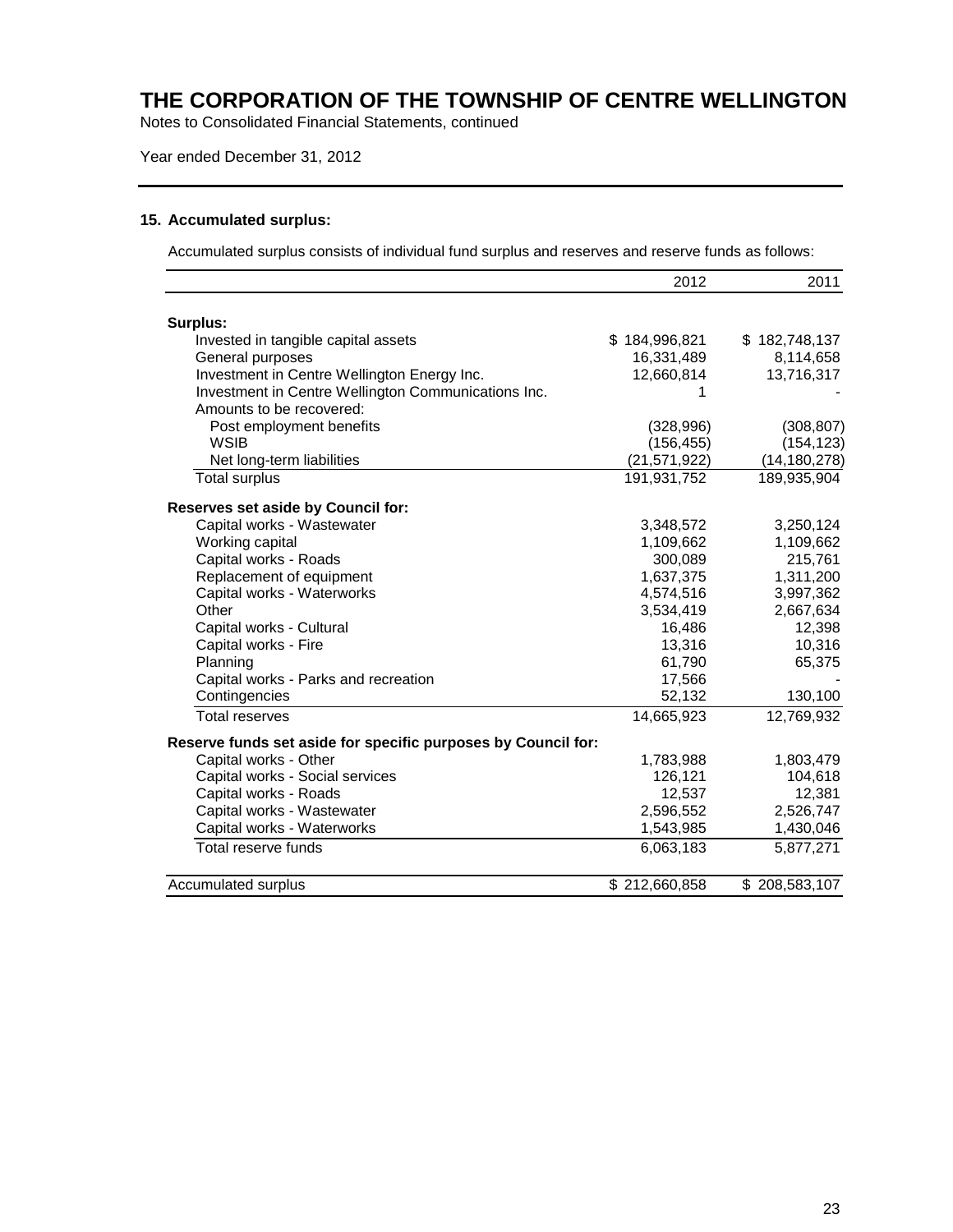# THE CORPORATION OF THE TOWNSHIP OF CENTRE WELLINGTON

Notes to Consolidated Financial Statements, continued

Year ended December 31, 2012

## 15. Accumulated surplus:

Accumulated surplus consists of individual fund surplus and reserves and reserve funds as follows:

| | 2012 | 2011 |
|---|---:|---:|
| **Surplus:** | | |
| Invested in tangible capital assets | $ 184,996,821 | $ 182,748,137 |
| General purposes | 16,331,489 | 8,114,658 |
| Investment in Centre Wellington Energy Inc. | 12,660,814 | 13,716,317 |
| Investment in Centre Wellington Communications Inc. | 1 | - |
| Amounts to be recovered: | | |
| Post employment benefits | (328,996) | (308,807) |
| WSIB | (156,455) | (154,123) |
| Net long-term liabilities | (21,571,922) | (14,180,278) |
| Total surplus | 191,931,752 | 189,935,904 |
| **Reserves set aside by Council for:** | | |
| Capital works - Wastewater | 3,348,572 | 3,250,124 |
| Working capital | 1,109,662 | 1,109,662 |
| Capital works - Roads | 300,089 | 215,761 |
| Replacement of equipment | 1,637,375 | 1,311,200 |
| Capital works - Waterworks | 4,574,516 | 3,997,362 |
| Other | 3,534,419 | 2,667,634 |
| Capital works - Cultural | 16,486 | 12,398 |
| Capital works - Fire | 13,316 | 10,316 |
| Planning | 61,790 | 65,375 |
| Capital works - Parks and recreation | 17,566 | - |
| Contingencies | 52,132 | 130,100 |
| Total reserves | 14,665,923 | 12,769,932 |
| **Reserve funds set aside for specific purposes by Council for:** | | |
| Capital works - Other | 1,783,988 | 1,803,479 |
| Capital works - Social services | 126,121 | 104,618 |
| Capital works - Roads | 12,537 | 12,381 |
| Capital works - Wastewater | 2,596,552 | 2,526,747 |
| Capital works - Waterworks | 1,543,985 | 1,430,046 |
| Total reserve funds | 6,063,183 | 5,877,271 |
| Accumulated surplus | $ 212,660,858 | $ 208,583,107 |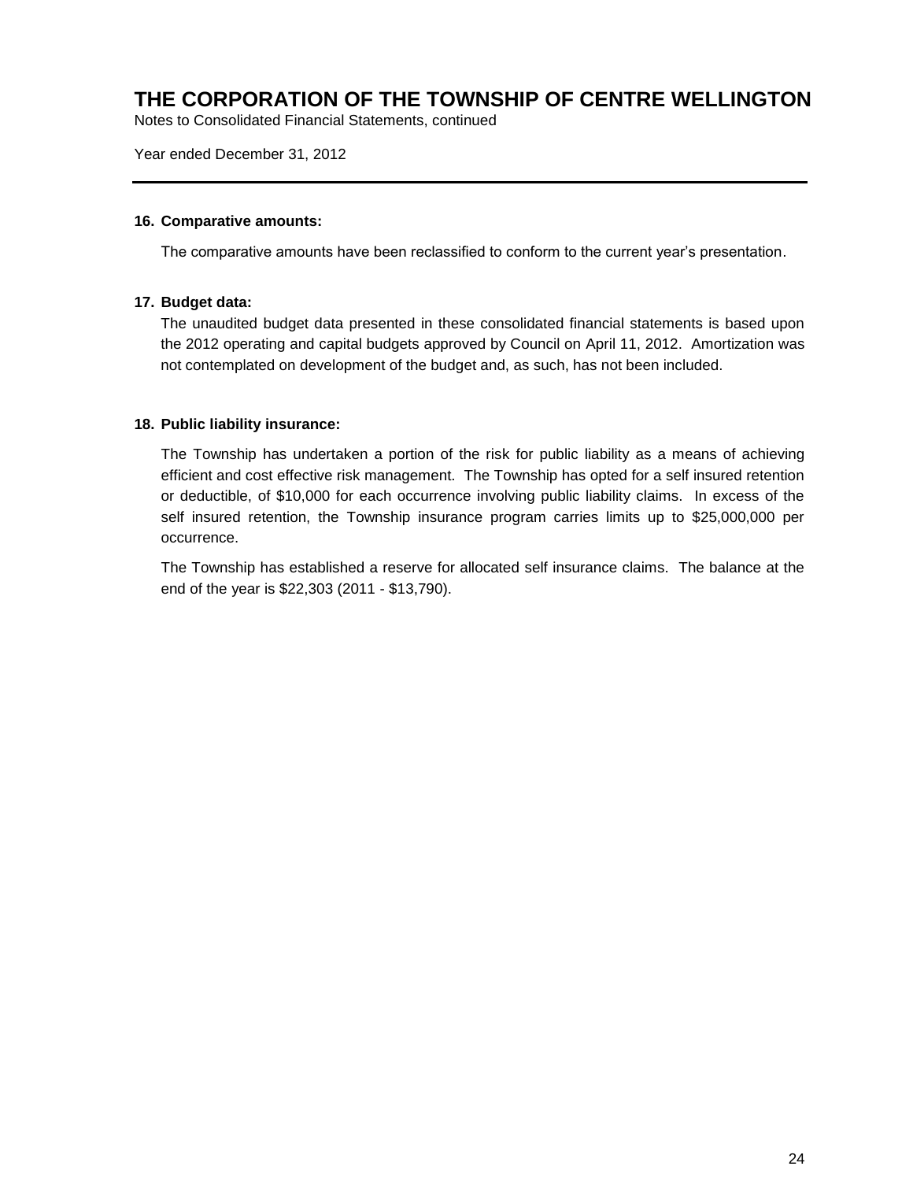# THE CORPORATION OF THE TOWNSHIP OF CENTRE WELLINGTON

Notes to Consolidated Financial Statements, continued

Year ended December 31, 2012

---

**16. Comparative amounts:**

The comparative amounts have been reclassified to conform to the current year's presentation.

**17. Budget data:**

The unaudited budget data presented in these consolidated financial statements is based upon the 2012 operating and capital budgets approved by Council on April 11, 2012. Amortization was not contemplated on development of the budget and, as such, has not been included.

**18. Public liability insurance:**

The Township has undertaken a portion of the risk for public liability as a means of achieving efficient and cost effective risk management. The Township has opted for a self insured retention or deductible, of $10,000 for each occurrence involving public liability claims. In excess of the self insured retention, the Township insurance program carries limits up to $25,000,000 per occurrence.

The Township has established a reserve for allocated self insurance claims. The balance at the end of the year is $22,303 (2011 - $13,790).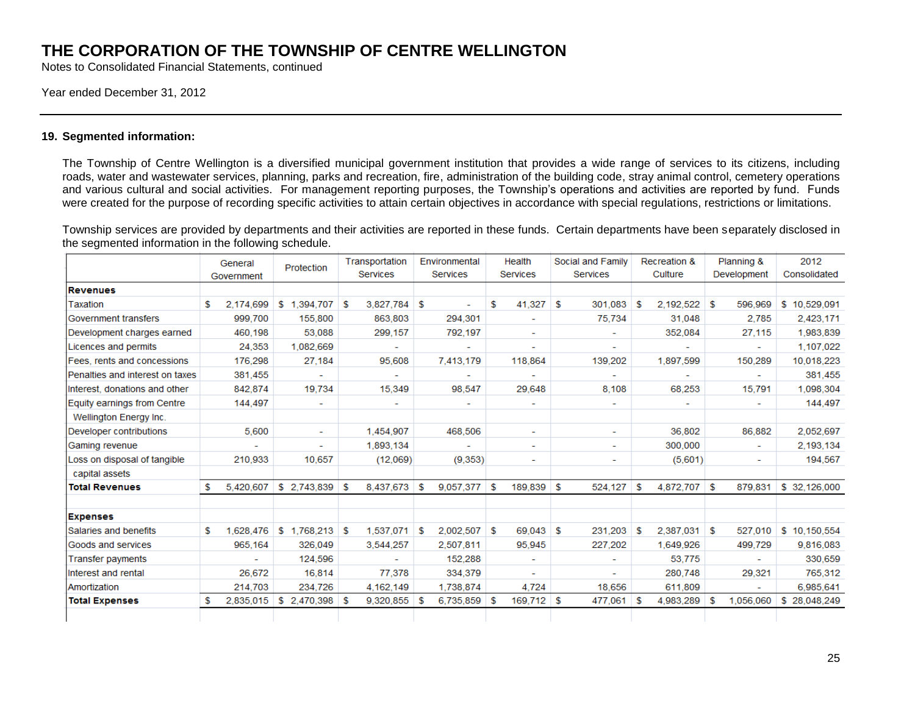# THE CORPORATION OF THE TOWNSHIP OF CENTRE WELLINGTON

Notes to Consolidated Financial Statements, continued

Year ended December 31, 2012

### 19. Segmented information:

The Township of Centre Wellington is a diversified municipal government institution that provides a wide range of services to its citizens, including roads, water and wastewater services, planning, parks and recreation, fire, administration of the building code, stray animal control, cemetery operations and various cultural and social activities. For management reporting purposes, the Township's operations and activities are reported by fund. Funds were created for the purpose of recording specific activities to attain certain objectives in accordance with special regulations, restrictions or limitations.

Township services are provided by departments and their activities are reported in these funds. Certain departments have been separately disclosed in the segmented information in the following schedule.

| | General Government | Protection | Transportation Services | Environmental Services | Health Services | Social and Family Services | Recreation & Culture | Planning & Development | 2012 Consolidated |
|---|---|---|---|---|---|---|---|---|---|
| **Revenues** | | | | | | | | | |
| Taxation | $ 2,174,699 | $ 1,394,707 | $ 3,827,784 | $ - | $ 41,327 | $ 301,083 | $ 2,192,522 | $ 596,969 | $ 10,529,091 |
| Government transfers | 999,700 | 155,800 | 863,803 | 294,301 | - | 75,734 | 31,048 | 2,785 | 2,423,171 |
| Development charges earned | 460,198 | 53,088 | 299,157 | 792,197 | - | - | 352,084 | 27,115 | 1,983,839 |
| Licences and permits | 24,353 | 1,082,669 | - | - | - | - | - | - | 1,107,022 |
| Fees, rents and concessions | 176,298 | 27,184 | 95,608 | 7,413,179 | 118,864 | 139,202 | 1,897,599 | 150,289 | 10,018,223 |
| Penalties and interest on taxes | 381,455 | - | - | - | - | - | - | - | 381,455 |
| Interest, donations and other | 842,874 | 19,734 | 15,349 | 98,547 | 29,648 | 8,108 | 68,253 | 15,791 | 1,098,304 |
| Equity earnings from Centre Wellington Energy Inc. | 144,497 | - | - | - | - | - | - | - | 144,497 |
| Developer contributions | 5,600 | - | 1,454,907 | 468,506 | - | - | 36,802 | 86,882 | 2,052,697 |
| Gaming revenue | - | - | 1,893,134 | - | - | - | 300,000 | - | 2,193,134 |
| Loss on disposal of tangible capital assets | 210,933 | 10,657 | (12,069) | (9,353) | - | - | (5,601) | - | 194,567 |
| **Total Revenues** | $ 5,420,607 | $ 2,743,839 | $ 8,437,673 | $ 9,057,377 | $ 189,839 | $ 524,127 | $ 4,872,707 | $ 879,831 | $ 32,126,000 |
| | | | | | | | | | |
| **Expenses** | | | | | | | | | |
| Salaries and benefits | $ 1,628,476 | $ 1,768,213 | $ 1,537,071 | $ 2,002,507 | $ 69,043 | $ 231,203 | $ 2,387,031 | $ 527,010 | $ 10,150,554 |
| Goods and services | 965,164 | 326,049 | 3,544,257 | 2,507,811 | 95,945 | 227,202 | 1,649,926 | 499,729 | 9,816,083 |
| Transfer payments | - | 124,596 | - | 152,288 | - | - | 53,775 | - | 330,659 |
| Interest and rental | 26,672 | 16,814 | 77,378 | 334,379 | - | - | 280,748 | 29,321 | 765,312 |
| Amortization | 214,703 | 234,726 | 4,162,149 | 1,738,874 | 4,724 | 18,656 | 611,809 | - | 6,985,641 |
| **Total Expenses** | $ 2,835,015 | $ 2,470,398 | $ 9,320,855 | $ 6,735,859 | $ 169,712 | $ 477,061 | $ 4,983,289 | $ 1,056,060 | $ 28,048,249 |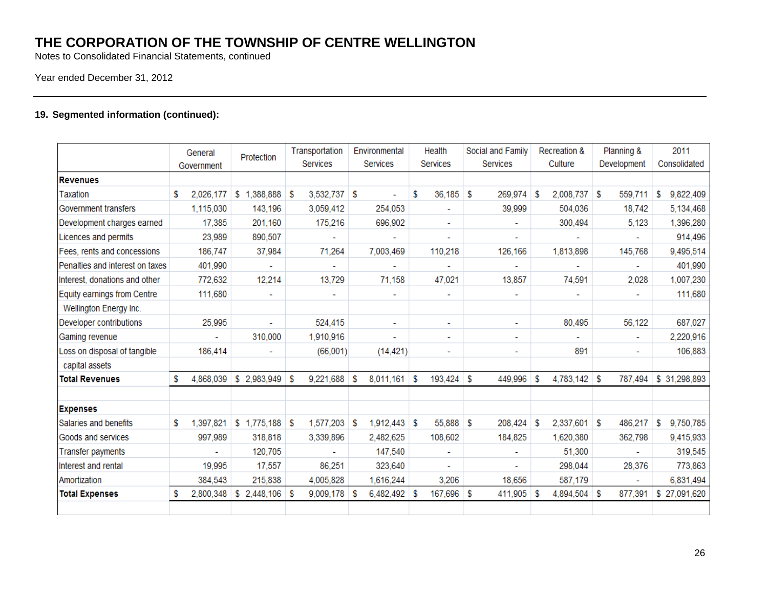# THE CORPORATION OF THE TOWNSHIP OF CENTRE WELLINGTON

Notes to Consolidated Financial Statements, continued

Year ended December 31, 2012

**19. Segmented information (continued):**

| | General Government | Protection | Transportation Services | Environmental Services | Health Services | Social and Family Services | Recreation & Culture | Planning & Development | 2011 Consolidated |
|---|---|---|---|---|---|---|---|---|---|
| **Revenues** | | | | | | | | | |
| Taxation | $ 2,026,177 | $ 1,388,888 | $ 3,532,737 | $ - | $ 36,185 | $ 269,974 | $ 2,008,737 | $ 559,711 | $ 9,822,409 |
| Government transfers | 1,115,030 | 143,196 | 3,059,412 | 254,053 | - | 39,999 | 504,036 | 18,742 | 5,134,468 |
| Development charges earned | 17,385 | 201,160 | 175,216 | 696,902 | - | - | 300,494 | 5,123 | 1,396,280 |
| Licences and permits | 23,989 | 890,507 | - | - | - | - | - | - | 914,496 |
| Fees, rents and concessions | 186,747 | 37,984 | 71,264 | 7,003,469 | 110,218 | 126,166 | 1,813,898 | 145,768 | 9,495,514 |
| Penalties and interest on taxes | 401,990 | - | - | - | - | - | - | - | 401,990 |
| Interest, donations and other | 772,632 | 12,214 | 13,729 | 71,158 | 47,021 | 13,857 | 74,591 | 2,028 | 1,007,230 |
| Equity earnings from Centre Wellington Energy Inc. | 111,680 | - | - | - | - | - | - | - | 111,680 |
| Developer contributions | 25,995 | - | 524,415 | - | - | - | 80,495 | 56,122 | 687,027 |
| Gaming revenue | - | 310,000 | 1,910,916 | - | - | - | - | - | 2,220,916 |
| Loss on disposal of tangible capital assets | 186,414 | - | (66,001) | (14,421) | - | - | 891 | - | 106,883 |
| **Total Revenues** | $ 4,868,039 | $ 2,983,949 | $ 9,221,688 | $ 8,011,161 | $ 193,424 | $ 449,996 | $ 4,783,142 | $ 787,494 | $ 31,298,893 |
| | | | | | | | | | |
| **Expenses** | | | | | | | | | |
| Salaries and benefits | $ 1,397,821 | $ 1,775,188 | $ 1,577,203 | $ 1,912,443 | $ 55,888 | $ 208,424 | $ 2,337,601 | $ 486,217 | $ 9,750,785 |
| Goods and services | 997,989 | 318,818 | 3,339,896 | 2,482,625 | 108,602 | 184,825 | 1,620,380 | 362,798 | 9,415,933 |
| Transfer payments | - | 120,705 | - | 147,540 | - | - | 51,300 | - | 319,545 |
| Interest and rental | 19,995 | 17,557 | 86,251 | 323,640 | - | - | 298,044 | 28,376 | 773,863 |
| Amortization | 384,543 | 215,838 | 4,005,828 | 1,616,244 | 3,206 | 18,656 | 587,179 | - | 6,831,494 |
| **Total Expenses** | $ 2,800,348 | $ 2,448,106 | $ 9,009,178 | $ 6,482,492 | $ 167,696 | $ 411,905 | $ 4,894,504 | $ 877,391 | $ 27,091,620 |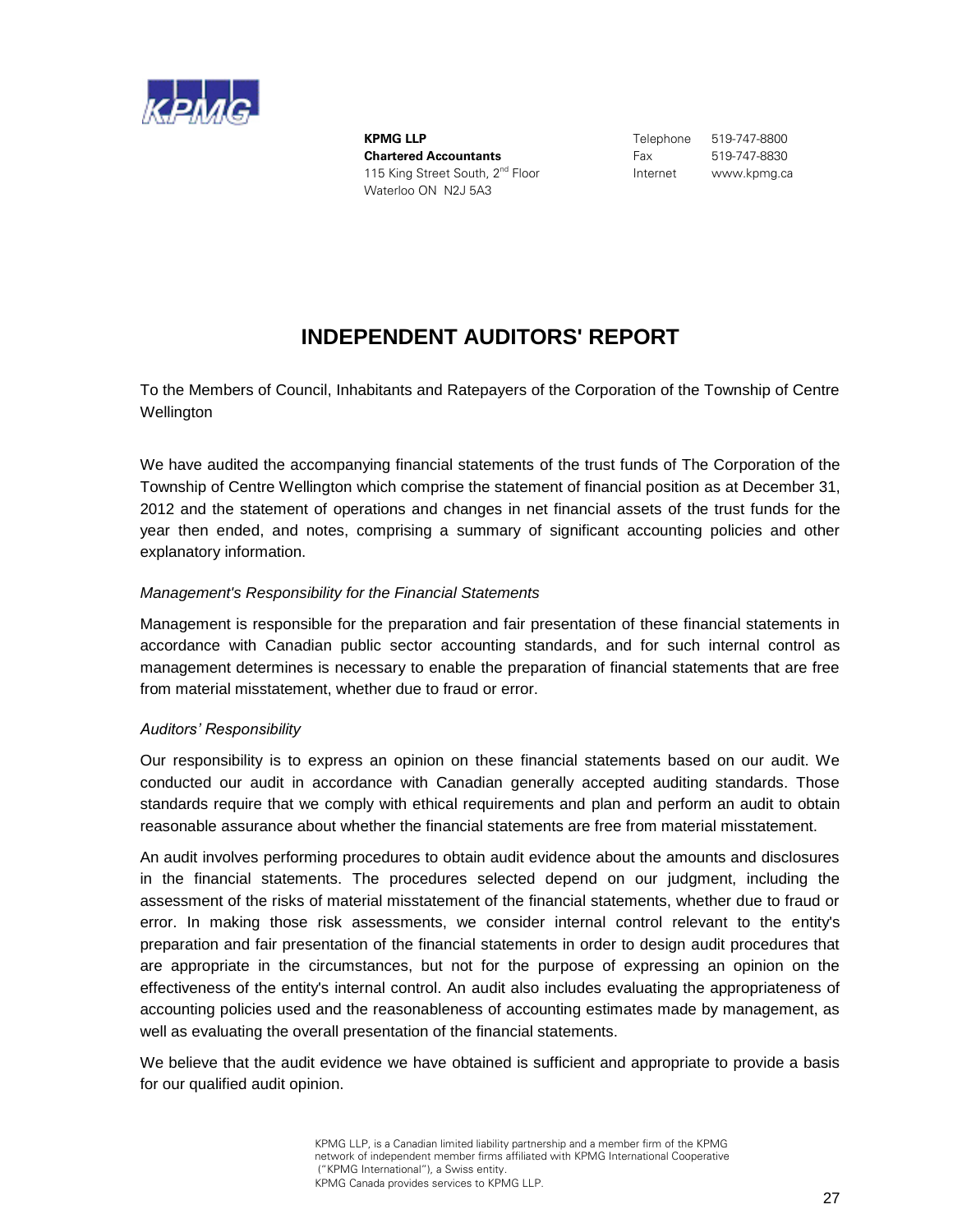**KPMG LLP**
**Chartered Accountants**
115 King Street South, 2nd Floor
Waterloo ON N2J 5A3

Telephone 519-747-8800
Fax 519-747-8830
Internet www.kpmg.ca

# INDEPENDENT AUDITORS' REPORT

To the Members of Council, Inhabitants and Ratepayers of the Corporation of the Township of Centre Wellington

We have audited the accompanying financial statements of the trust funds of The Corporation of the Township of Centre Wellington which comprise the statement of financial position as at December 31, 2012 and the statement of operations and changes in net financial assets of the trust funds for the year then ended, and notes, comprising a summary of significant accounting policies and other explanatory information.

*Management's Responsibility for the Financial Statements*

Management is responsible for the preparation and fair presentation of these financial statements in accordance with Canadian public sector accounting standards, and for such internal control as management determines is necessary to enable the preparation of financial statements that are free from material misstatement, whether due to fraud or error.

*Auditors' Responsibility*

Our responsibility is to express an opinion on these financial statements based on our audit. We conducted our audit in accordance with Canadian generally accepted auditing standards. Those standards require that we comply with ethical requirements and plan and perform an audit to obtain reasonable assurance about whether the financial statements are free from material misstatement.

An audit involves performing procedures to obtain audit evidence about the amounts and disclosures in the financial statements. The procedures selected depend on our judgment, including the assessment of the risks of material misstatement of the financial statements, whether due to fraud or error. In making those risk assessments, we consider internal control relevant to the entity's preparation and fair presentation of the financial statements in order to design audit procedures that are appropriate in the circumstances, but not for the purpose of expressing an opinion on the effectiveness of the entity's internal control. An audit also includes evaluating the appropriateness of accounting policies used and the reasonableness of accounting estimates made by management, as well as evaluating the overall presentation of the financial statements.

We believe that the audit evidence we have obtained is sufficient and appropriate to provide a basis for our qualified audit opinion.

KPMG LLP, is a Canadian limited liability partnership and a member firm of the KPMG network of independent member firms affiliated with KPMG International Cooperative ("KPMG International"), a Swiss entity.
KPMG Canada provides services to KPMG LLP.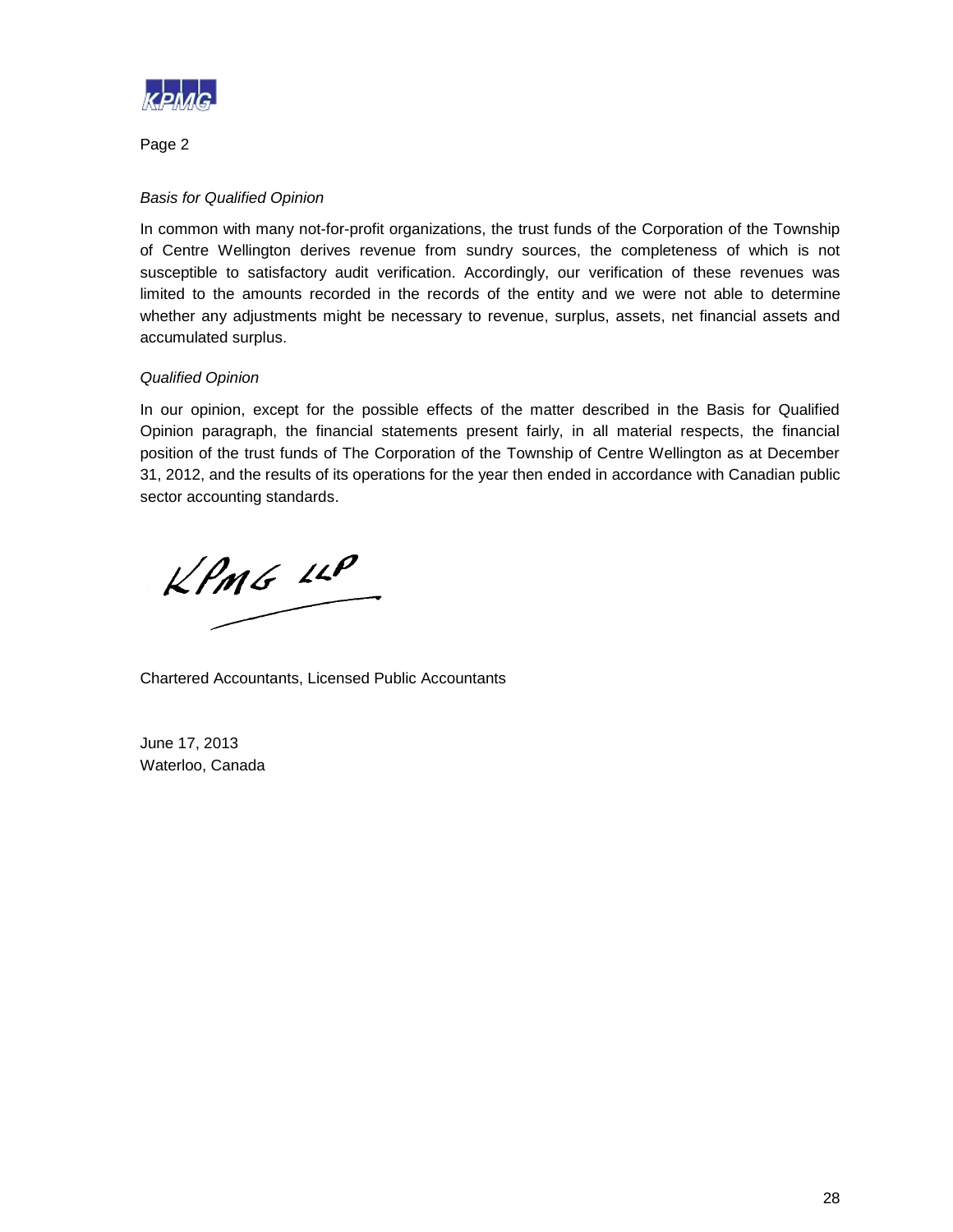Page 2

*Basis for Qualified Opinion*

In common with many not-for-profit organizations, the trust funds of the Corporation of the Township of Centre Wellington derives revenue from sundry sources, the completeness of which is not susceptible to satisfactory audit verification. Accordingly, our verification of these revenues was limited to the amounts recorded in the records of the entity and we were not able to determine whether any adjustments might be necessary to revenue, surplus, assets, net financial assets and accumulated surplus.

*Qualified Opinion*

In our opinion, except for the possible effects of the matter described in the Basis for Qualified Opinion paragraph, the financial statements present fairly, in all material respects, the financial position of the trust funds of The Corporation of the Township of Centre Wellington as at December 31, 2012, and the results of its operations for the year then ended in accordance with Canadian public sector accounting standards.

KPMG LLP

Chartered Accountants, Licensed Public Accountants

June 17, 2013
Waterloo, Canada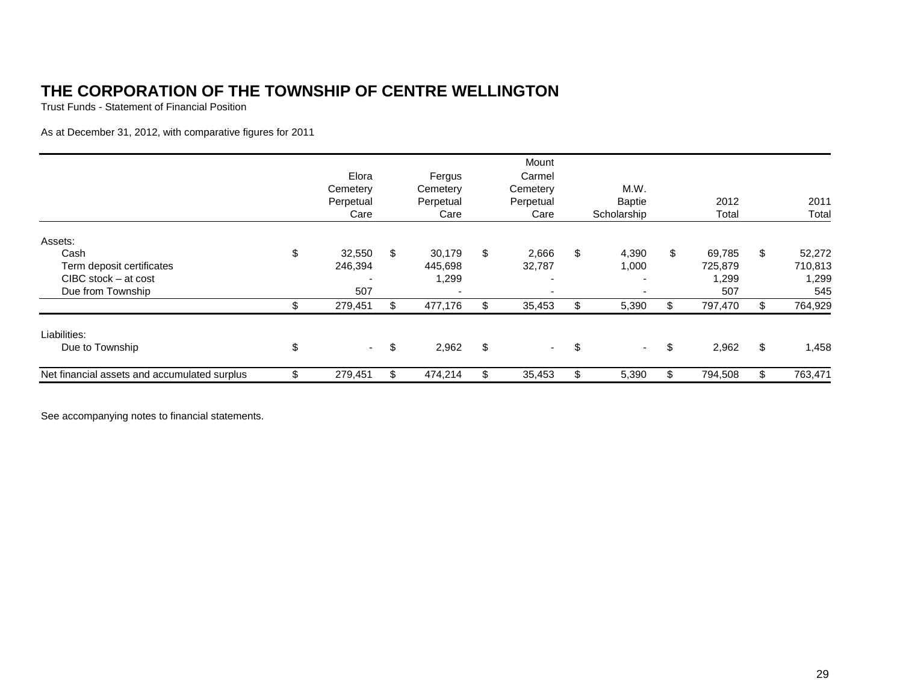# THE CORPORATION OF THE TOWNSHIP OF CENTRE WELLINGTON

Trust Funds - Statement of Financial Position

As at December 31, 2012, with comparative figures for 2011

| | Elora Cemetery Perpetual Care | Fergus Cemetery Perpetual Care | Mount Carmel Cemetery Perpetual Care | M.W. Baptie Scholarship | 2012 Total | 2011 Total |
|---|---|---|---|---|---|---|
| Assets: | | | | | | |
| Cash | $ 32,550 | $ 30,179 | $ 2,666 | $ 4,390 | $ 69,785 | $ 52,272 |
| Term deposit certificates | 246,394 | 445,698 | 32,787 | 1,000 | 725,879 | 710,813 |
| CIBC stock – at cost | - | 1,299 | - | - | 1,299 | 1,299 |
| Due from Township | 507 | - | - | - | 507 | 545 |
| | $ 279,451 | $ 477,176 | $ 35,453 | $ 5,390 | $ 797,470 | $ 764,929 |
| Liabilities: | | | | | | |
| Due to Township | $ - | $ 2,962 | $ - | $ - | $ 2,962 | $ 1,458 |
| Net financial assets and accumulated surplus | $ 279,451 | $ 474,214 | $ 35,453 | $ 5,390 | $ 794,508 | $ 763,471 |

See accompanying notes to financial statements.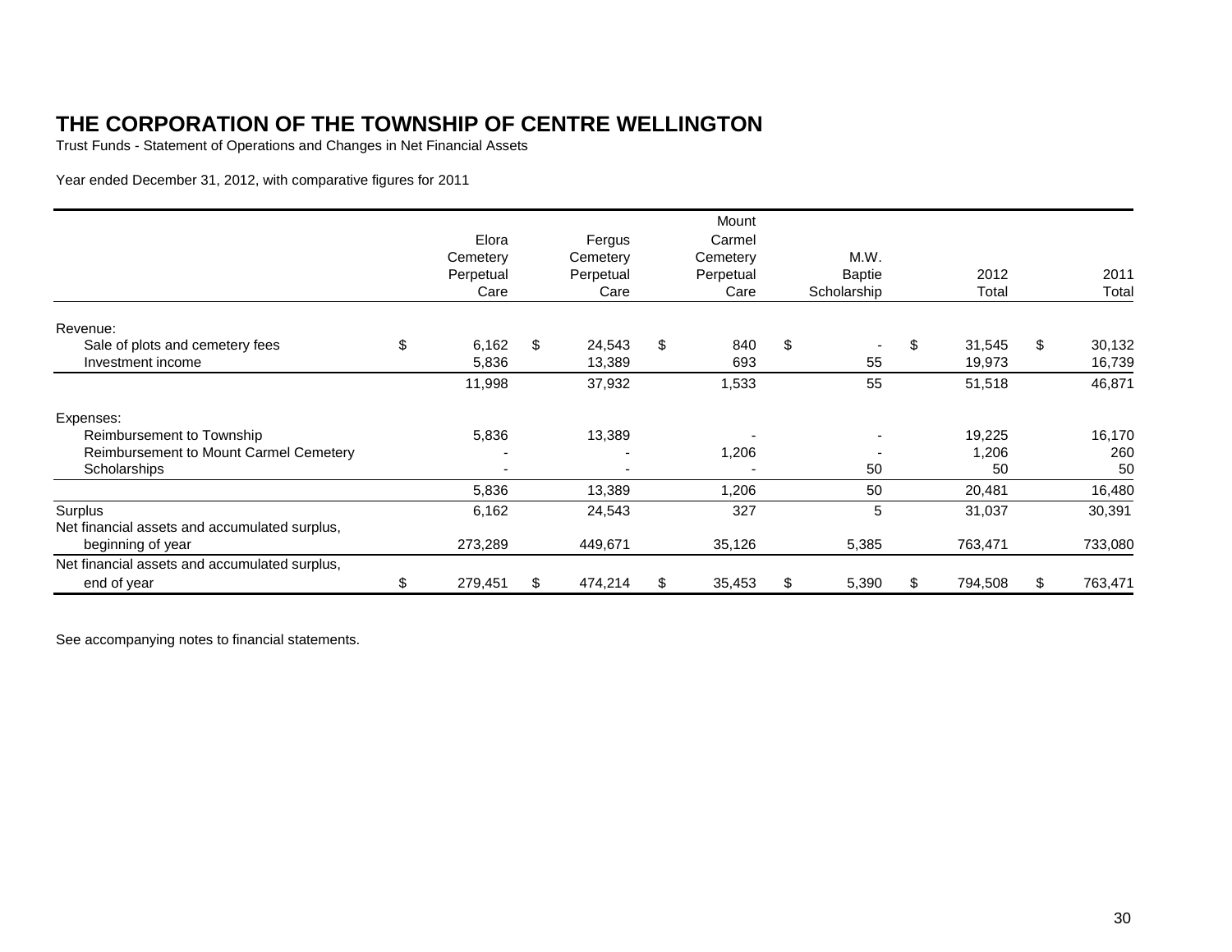# THE CORPORATION OF THE TOWNSHIP OF CENTRE WELLINGTON

Trust Funds - Statement of Operations and Changes in Net Financial Assets

Year ended December 31, 2012, with comparative figures for 2011

| | Elora Cemetery Perpetual Care | Fergus Cemetery Perpetual Care | Mount Carmel Cemetery Perpetual Care | M.W. Baptie Scholarship | 2012 Total | 2011 Total |
|---|---|---|---|---|---|---|
| Revenue: | | | | | | |
| Sale of plots and cemetery fees | $ 6,162 | $ 24,543 | $ 840 | $ - | $ 31,545 | $ 30,132 |
| Investment income | 5,836 | 13,389 | 693 | 55 | 19,973 | 16,739 |
| | 11,998 | 37,932 | 1,533 | 55 | 51,518 | 46,871 |
| Expenses: | | | | | | |
| Reimbursement to Township | 5,836 | 13,389 | - | - | 19,225 | 16,170 |
| Reimbursement to Mount Carmel Cemetery | - | - | 1,206 | - | 1,206 | 260 |
| Scholarships | - | - | - | 50 | 50 | 50 |
| | 5,836 | 13,389 | 1,206 | 50 | 20,481 | 16,480 |
| Surplus | 6,162 | 24,543 | 327 | 5 | 31,037 | 30,391 |
| Net financial assets and accumulated surplus, beginning of year | 273,289 | 449,671 | 35,126 | 5,385 | 763,471 | 733,080 |
| Net financial assets and accumulated surplus, end of year | $ 279,451 | $ 474,214 | $ 35,453 | $ 5,390 | $ 794,508 | $ 763,471 |

See accompanying notes to financial statements.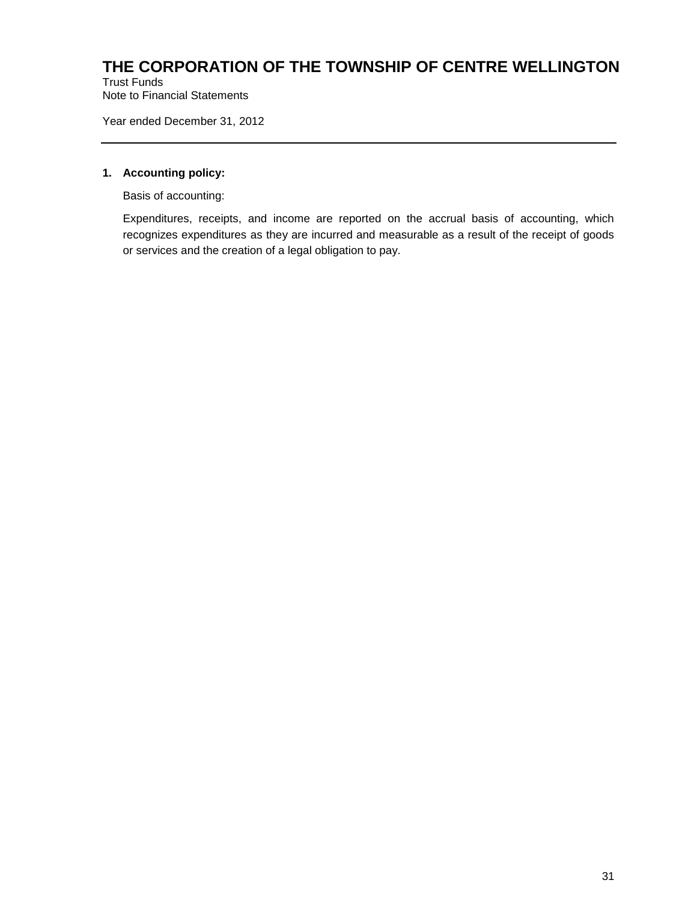# THE CORPORATION OF THE TOWNSHIP OF CENTRE WELLINGTON

Trust Funds
Note to Financial Statements

Year ended December 31, 2012

---

**1. Accounting policy:**

Basis of accounting:

Expenditures, receipts, and income are reported on the accrual basis of accounting, which recognizes expenditures as they are incurred and measurable as a result of the receipt of goods or services and the creation of a legal obligation to pay.